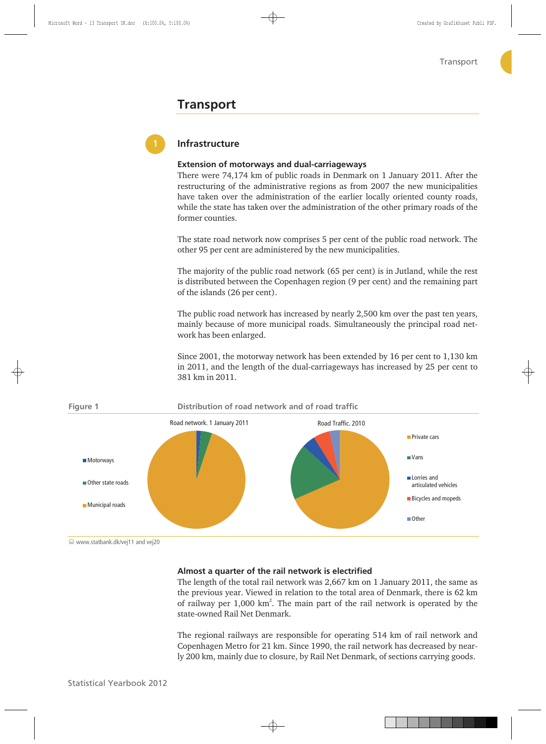# Transport

## 1 Infrastructure

### Extension of motorways and dual-carriageways

There were 74,174 km of public roads in Denmark on 1 January 2011. After the restructuring of the administrative regions as from 2007 the new municipalities have taken over the administration of the earlier locally oriented county roads, while the state has taken over the administration of the other primary roads of the former counties.

The state road network now comprises 5 per cent of the public road network. The other 95 per cent are administered by the new municipalities.

The majority of the public road network (65 per cent) is in Jutland, while the rest is distributed between the Copenhagen region (9 per cent) and the remaining part of the islands (26 per cent).

The public road network has increased by nearly 2,500 km over the past ten years, mainly because of more municipal roads. Simultaneously the principal road network has been enlarged.

Since 2001, the motorway network has been extended by 16 per cent to 1,130 km in 2011, and the length of the dual-carriageways has increased by 25 per cent to 381 km in 2011.

**Figure 1** Distribution of road network and of road traffic

Road network. 1 January 2011: Motorways, Other state roads, Municipal roads

Road Traffic. 2010: Private cars, Vans, Lorries and articulated vehicles, Bicycles and mopeds, Other

www.statbank.dk/vej11 and vej20

### Almost a quarter of the rail network is electrified

The length of the total rail network was 2,667 km on 1 January 2011, the same as the previous year. Viewed in relation to the total area of Denmark, there is 62 km of railway per 1,000 $km^2$. The main part of the rail network is operated by the state-owned Rail Net Denmark.

The regional railways are responsible for operating 514 km of rail network and Copenhagen Metro for 21 km. Since 1990, the rail network has decreased by nearly 200 km, mainly due to closure, by Rail Net Denmark, of sections carrying goods.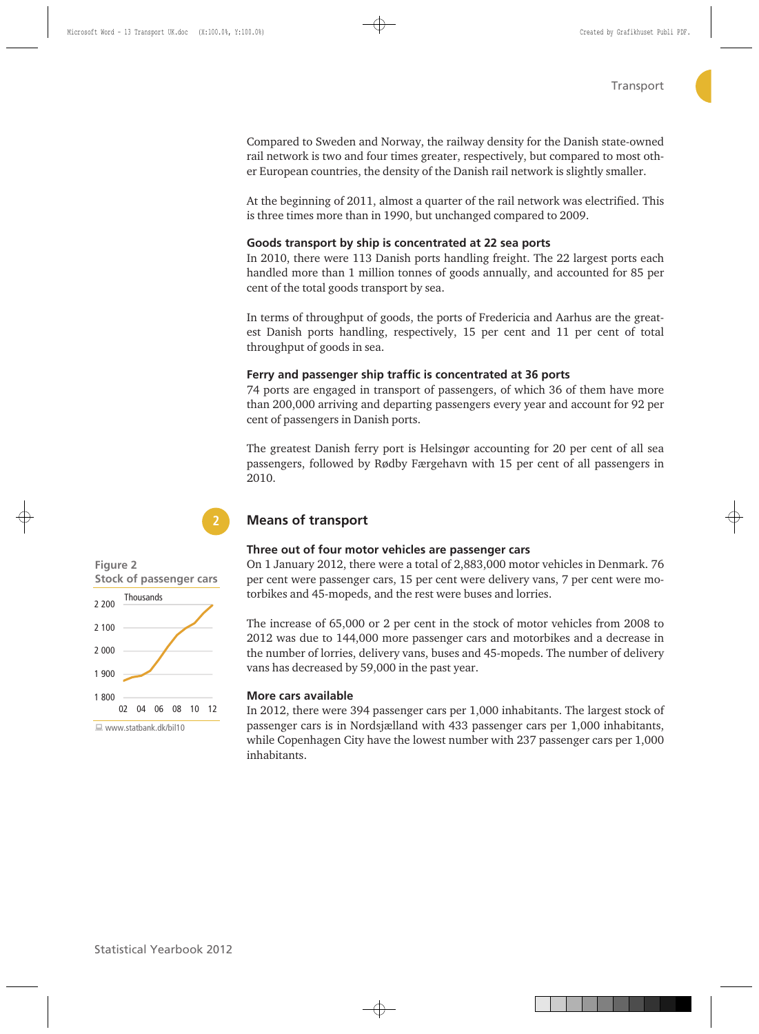Compared to Sweden and Norway, the railway density for the Danish state-owned rail network is two and four times greater, respectively, but compared to most other European countries, the density of the Danish rail network is slightly smaller.

At the beginning of 2011, almost a quarter of the rail network was electrified. This is three times more than in 1990, but unchanged compared to 2009.

### Goods transport by ship is concentrated at 22 sea ports

In 2010, there were 113 Danish ports handling freight. The 22 largest ports each handled more than 1 million tonnes of goods annually, and accounted for 85 per cent of the total goods transport by sea.

In terms of throughput of goods, the ports of Fredericia and Aarhus are the greatest Danish ports handling, respectively, 15 per cent and 11 per cent of total throughput of goods in sea.

### Ferry and passenger ship traffic is concentrated at 36 ports

74 ports are engaged in transport of passengers, of which 36 of them have more than 200,000 arriving and departing passengers every year and account for 92 per cent of passengers in Danish ports.

The greatest Danish ferry port is Helsingør accounting for 20 per cent of all sea passengers, followed by Rødby Færgehavn with 15 per cent of all passengers in 2010.

## 2 Means of transport

### Three out of four motor vehicles are passenger cars

On 1 January 2012, there were a total of 2,883,000 motor vehicles in Denmark. 76 per cent were passenger cars, 15 per cent were delivery vans, 7 per cent were motorbikes and 45-mopeds, and the rest were buses and lorries.

The increase of 65,000 or 2 per cent in the stock of motor vehicles from 2008 to 2012 was due to 144,000 more passenger cars and motorbikes and a decrease in the number of lorries, delivery vans, buses and 45-mopeds. The number of delivery vans has decreased by 59,000 in the past year.

**Figure 2**
**Stock of passenger cars**

Thousands

www.statbank.dk/bil10

### More cars available

In 2012, there were 394 passenger cars per 1,000 inhabitants. The largest stock of passenger cars is in Nordsjælland with 433 passenger cars per 1,000 inhabitants, while Copenhagen City have the lowest number with 237 passenger cars per 1,000 inhabitants.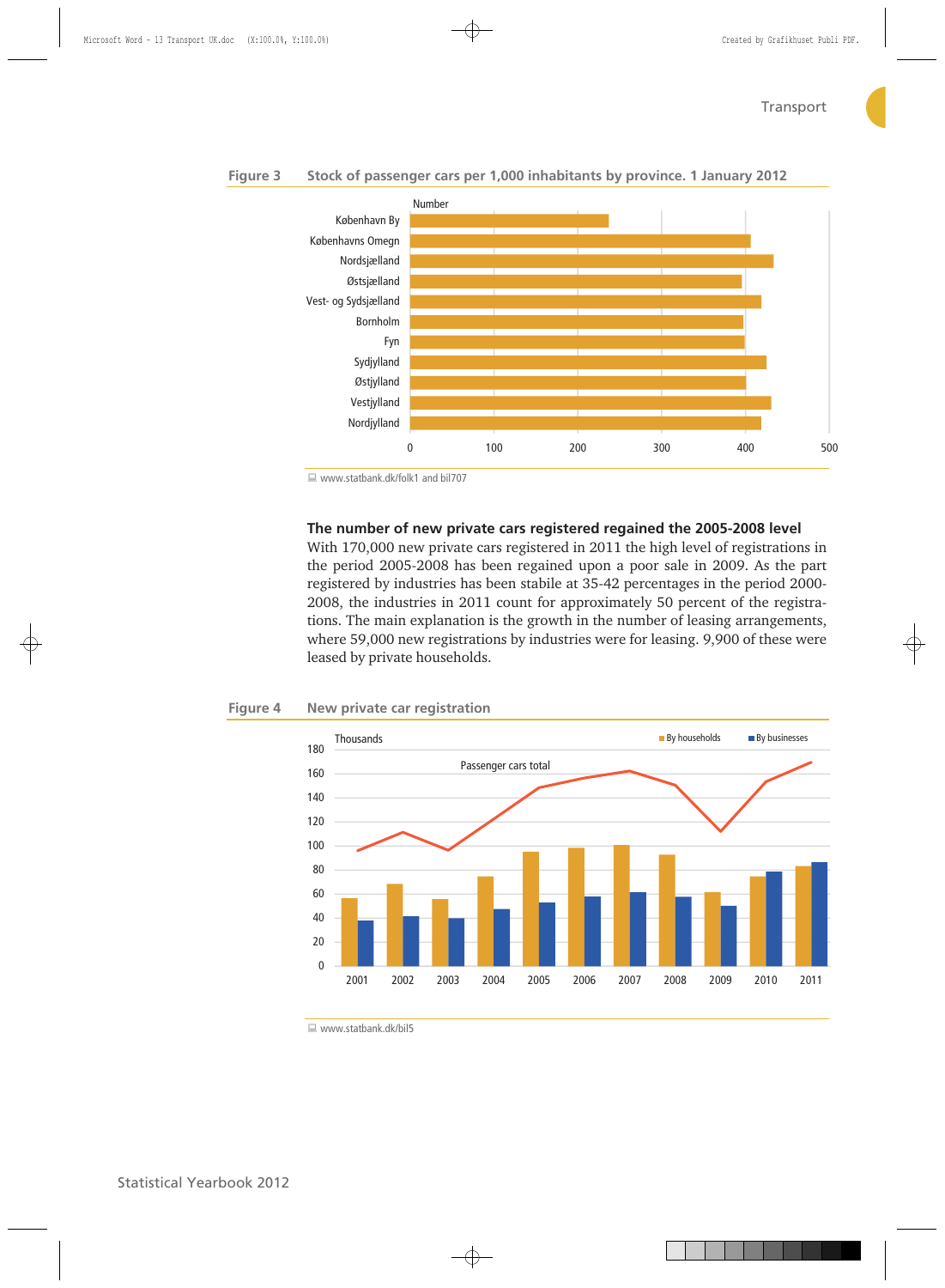**Figure 3 Stock of passenger cars per 1,000 inhabitants by province. 1 January 2012**

www.statbank.dk/folk1 and bil707

### The number of new private cars registered regained the 2005-2008 level

With 170,000 new private cars registered in 2011 the high level of registrations in the period 2005-2008 has been regained upon a poor sale in 2009. As the part registered by industries has been stabile at 35-42 percentages in the period 2000-2008, the industries in 2011 count for approximately 50 percent of the registrations. The main explanation is the growth in the number of leasing arrangements, where 59,000 new registrations by industries were for leasing. 9,900 of these were leased by private households.

**Figure 4 New private car registration**

www.statbank.dk/bil5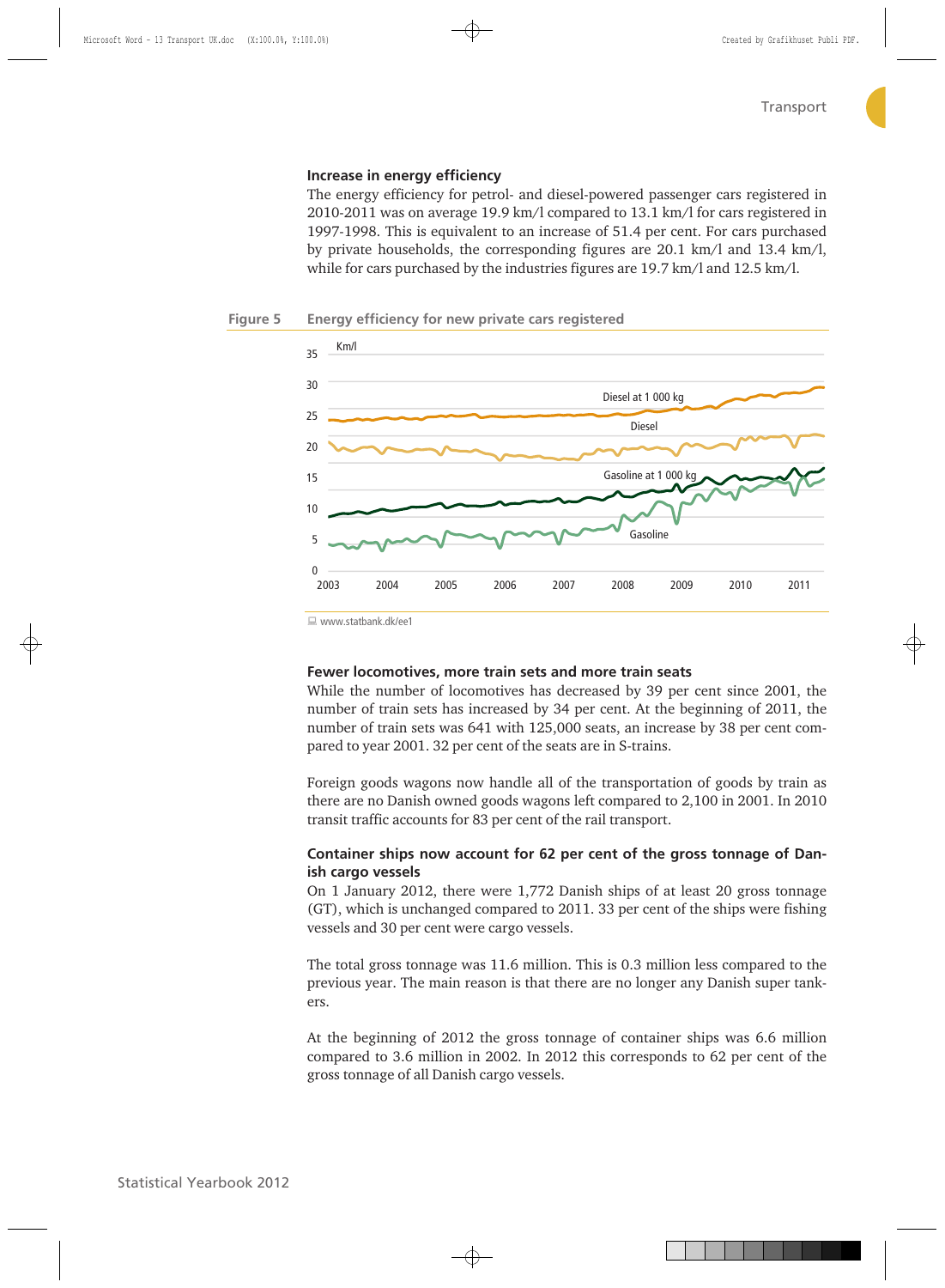### Increase in energy efficiency

The energy efficiency for petrol- and diesel-powered passenger cars registered in 2010-2011 was on average 19.9 km/l compared to 13.1 km/l for cars registered in 1997-1998. This is equivalent to an increase of 51.4 per cent. For cars purchased by private households, the corresponding figures are 20.1 km/l and 13.4 km/l, while for cars purchased by the industries figures are 19.7 km/l and 12.5 km/l.

**Figure 5** Energy efficiency for new private cars registered

www.statbank.dk/ee1

### Fewer locomotives, more train sets and more train seats

While the number of locomotives has decreased by 39 per cent since 2001, the number of train sets has increased by 34 per cent. At the beginning of 2011, the number of train sets was 641 with 125,000 seats, an increase by 38 per cent compared to year 2001. 32 per cent of the seats are in S-trains.

Foreign goods wagons now handle all of the transportation of goods by train as there are no Danish owned goods wagons left compared to 2,100 in 2001. In 2010 transit traffic accounts for 83 per cent of the rail transport.

### Container ships now account for 62 per cent of the gross tonnage of Danish cargo vessels

On 1 January 2012, there were 1,772 Danish ships of at least 20 gross tonnage (GT), which is unchanged compared to 2011. 33 per cent of the ships were fishing vessels and 30 per cent were cargo vessels.

The total gross tonnage was 11.6 million. This is 0.3 million less compared to the previous year. The main reason is that there are no longer any Danish super tankers.

At the beginning of 2012 the gross tonnage of container ships was 6.6 million compared to 3.6 million in 2002. In 2012 this corresponds to 62 per cent of the gross tonnage of all Danish cargo vessels.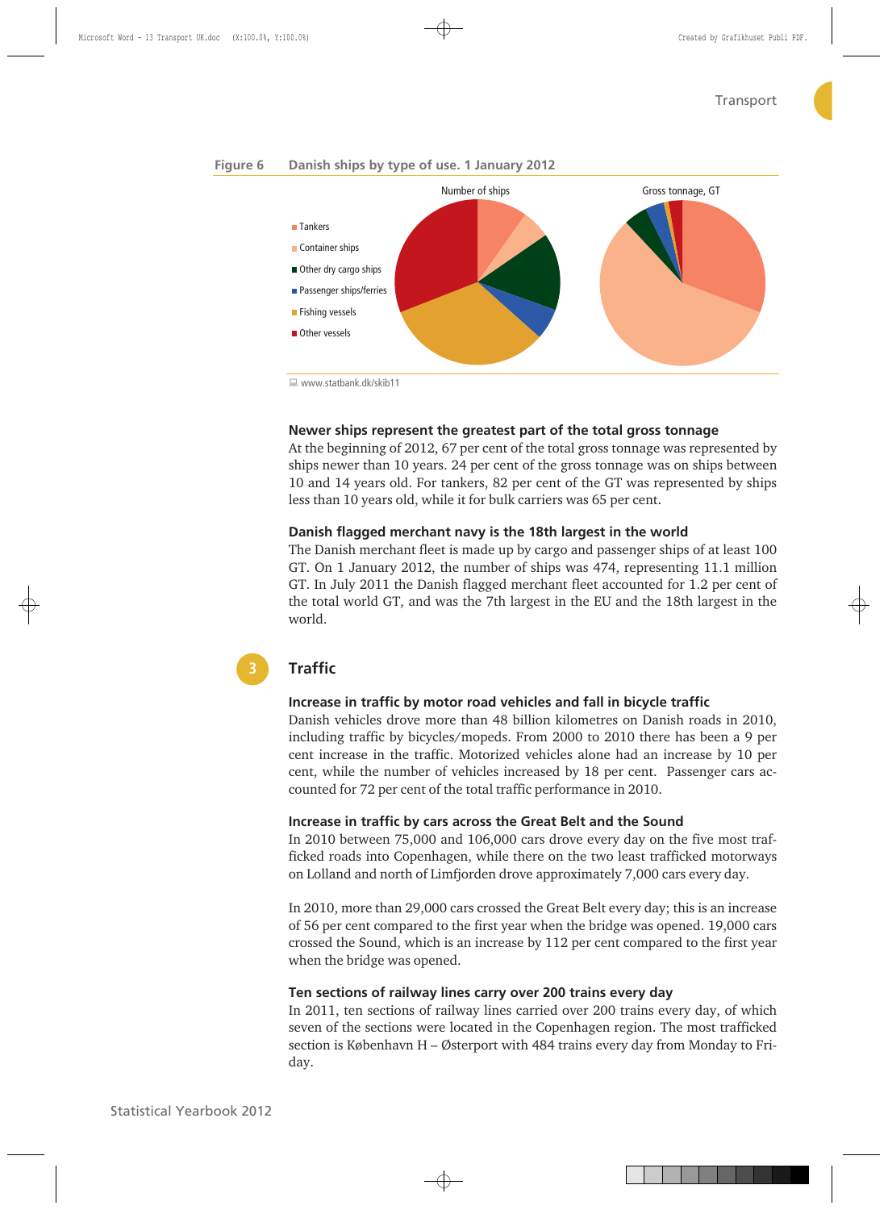**Figure 6 Danish ships by type of use. 1 January 2012**

Number of ships | Gross tonnage, GT

- Tankers
- Container ships
- Other dry cargo ships
- Passenger ships/ferries
- Fishing vessels
- Other vessels

www.statbank.dk/skib11

### Newer ships represent the greatest part of the total gross tonnage

At the beginning of 2012, 67 per cent of the total gross tonnage was represented by ships newer than 10 years. 24 per cent of the gross tonnage was on ships between 10 and 14 years old. For tankers, 82 per cent of the GT was represented by ships less than 10 years old, while it for bulk carriers was 65 per cent.

### Danish flagged merchant navy is the 18th largest in the world

The Danish merchant fleet is made up by cargo and passenger ships of at least 100 GT. On 1 January 2012, the number of ships was 474, representing 11.1 million GT. In July 2011 the Danish flagged merchant fleet accounted for 1.2 per cent of the total world GT, and was the 7th largest in the EU and the 18th largest in the world.

## 3 Traffic

### Increase in traffic by motor road vehicles and fall in bicycle traffic

Danish vehicles drove more than 48 billion kilometres on Danish roads in 2010, including traffic by bicycles/mopeds. From 2000 to 2010 there has been a 9 per cent increase in the traffic. Motorized vehicles alone had an increase by 10 per cent, while the number of vehicles increased by 18 per cent. Passenger cars accounted for 72 per cent of the total traffic performance in 2010.

### Increase in traffic by cars across the Great Belt and the Sound

In 2010 between 75,000 and 106,000 cars drove every day on the five most trafficked roads into Copenhagen, while there on the two least trafficked motorways on Lolland and north of Limfjorden drove approximately 7,000 cars every day.

In 2010, more than 29,000 cars crossed the Great Belt every day; this is an increase of 56 per cent compared to the first year when the bridge was opened. 19,000 cars crossed the Sound, which is an increase by 112 per cent compared to the first year when the bridge was opened.

### Ten sections of railway lines carry over 200 trains every day

In 2011, ten sections of railway lines carried over 200 trains every day, of which seven of the sections were located in the Copenhagen region. The most trafficked section is København H – Østerport with 484 trains every day from Monday to Friday.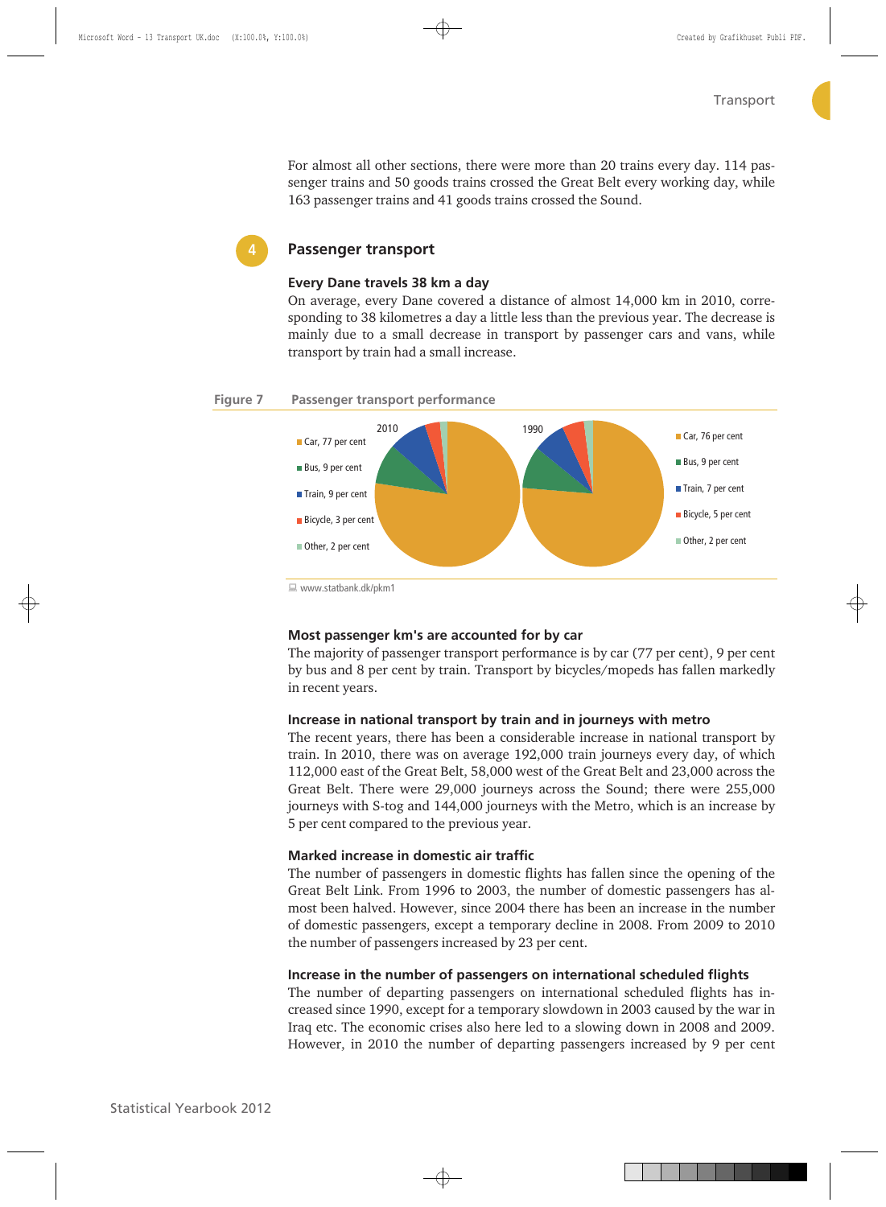For almost all other sections, there were more than 20 trains every day. 114 passenger trains and 50 goods trains crossed the Great Belt every working day, while 163 passenger trains and 41 goods trains crossed the Sound.

## 4 Passenger transport

### Every Dane travels 38 km a day

On average, every Dane covered a distance of almost 14,000 km in 2010, corresponding to 38 kilometres a day a little less than the previous year. The decrease is mainly due to a small decrease in transport by passenger cars and vans, while transport by train had a small increase.

**Figure 7** Passenger transport performance

2010

- Car, 77 per cent
- Bus, 9 per cent
- Train, 9 per cent
- Bicycle, 3 per cent
- Other, 2 per cent

1990

- Car, 76 per cent
- Bus, 9 per cent
- Train, 7 per cent
- Bicycle, 5 per cent
- Other, 2 per cent

www.statbank.dk/pkm1

### Most passenger km's are accounted for by car

The majority of passenger transport performance is by car (77 per cent), 9 per cent by bus and 8 per cent by train. Transport by bicycles/mopeds has fallen markedly in recent years.

### Increase in national transport by train and in journeys with metro

The recent years, there has been a considerable increase in national transport by train. In 2010, there was on average 192,000 train journeys every day, of which 112,000 east of the Great Belt, 58,000 west of the Great Belt and 23,000 across the Great Belt. There were 29,000 journeys across the Sound; there were 255,000 journeys with S-tog and 144,000 journeys with the Metro, which is an increase by 5 per cent compared to the previous year.

### Marked increase in domestic air traffic

The number of passengers in domestic flights has fallen since the opening of the Great Belt Link. From 1996 to 2003, the number of domestic passengers has almost been halved. However, since 2004 there has been an increase in the number of domestic passengers, except a temporary decline in 2008. From 2009 to 2010 the number of passengers increased by 23 per cent.

### Increase in the number of passengers on international scheduled flights

The number of departing passengers on international scheduled flights has increased since 1990, except for a temporary slowdown in 2003 caused by the war in Iraq etc. The economic crises also here led to a slowing down in 2008 and 2009. However, in 2010 the number of departing passengers increased by 9 per cent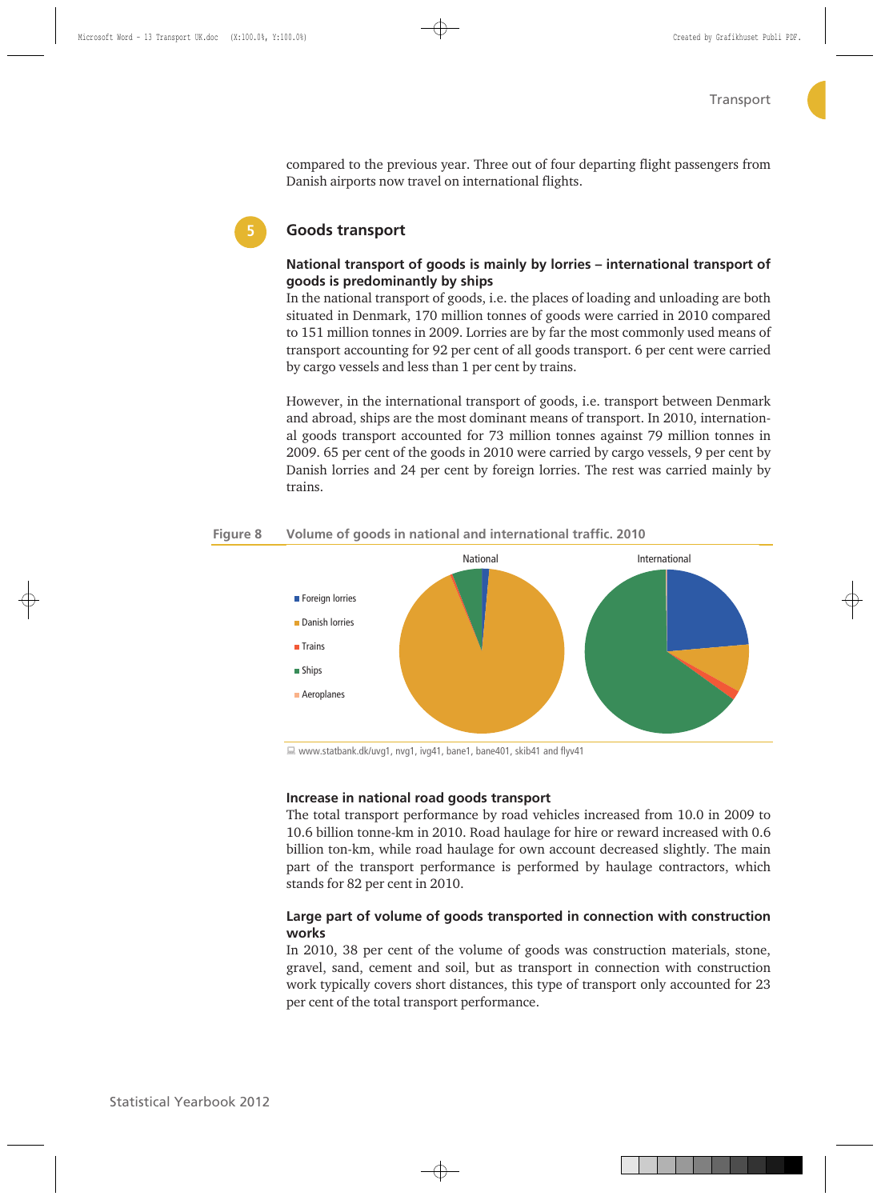compared to the previous year. Three out of four departing flight passengers from Danish airports now travel on international flights.

## 5 Goods transport

### National transport of goods is mainly by lorries – international transport of goods is predominantly by ships

In the national transport of goods, i.e. the places of loading and unloading are both situated in Denmark, 170 million tonnes of goods were carried in 2010 compared to 151 million tonnes in 2009. Lorries are by far the most commonly used means of transport accounting for 92 per cent of all goods transport. 6 per cent were carried by cargo vessels and less than 1 per cent by trains.

However, in the international transport of goods, i.e. transport between Denmark and abroad, ships are the most dominant means of transport. In 2010, international goods transport accounted for 73 million tonnes against 79 million tonnes in 2009. 65 per cent of the goods in 2010 were carried by cargo vessels, 9 per cent by Danish lorries and 24 per cent by foreign lorries. The rest was carried mainly by trains.

**Figure 8** Volume of goods in national and international traffic. 2010

National | International

Foreign lorries
Danish lorries
Trains
Ships
Aeroplanes

www.statbank.dk/uvg1, nvg1, ivg41, bane1, bane401, skib41 and flyv41

### Increase in national road goods transport

The total transport performance by road vehicles increased from 10.0 in 2009 to 10.6 billion tonne-km in 2010. Road haulage for hire or reward increased with 0.6 billion ton-km, while road haulage for own account decreased slightly. The main part of the transport performance is performed by haulage contractors, which stands for 82 per cent in 2010.

### Large part of volume of goods transported in connection with construction works

In 2010, 38 per cent of the volume of goods was construction materials, stone, gravel, sand, cement and soil, but as transport in connection with construction work typically covers short distances, this type of transport only accounted for 23 per cent of the total transport performance.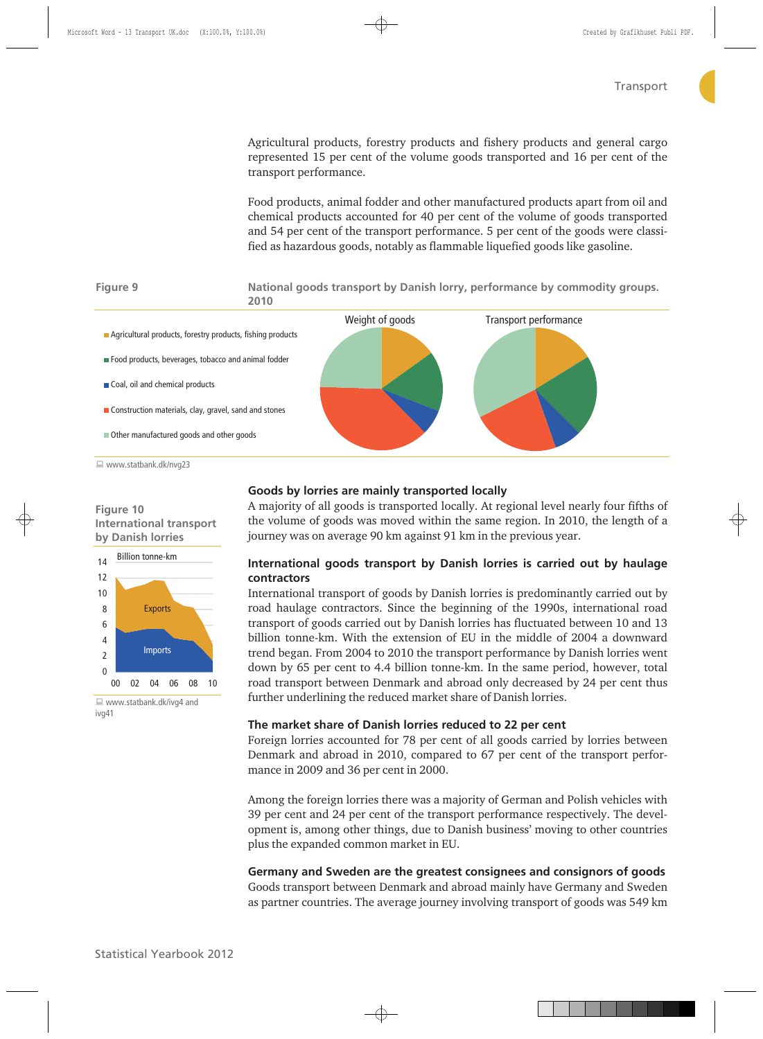Agricultural products, forestry products and fishery products and general cargo represented 15 per cent of the volume goods transported and 16 per cent of the transport performance.

Food products, animal fodder and other manufactured products apart from oil and chemical products accounted for 40 per cent of the volume of goods transported and 54 per cent of the transport performance. 5 per cent of the goods were classified as hazardous goods, notably as flammable liquefied goods like gasoline.

**Figure 9** National goods transport by Danish lorry, performance by commodity groups. 2010

Weight of goods / Transport performance

- Agricultural products, forestry products, fishing products
- Food products, beverages, tobacco and animal fodder
- Coal, oil and chemical products
- Construction materials, clay, gravel, sand and stones
- Other manufactured goods and other goods

www.statbank.dk/nvg23

**Figure 10** International transport by Danish lorries

Billion tonne-km

Exports / Imports

www.statbank.dk/ivg4 and ivg41

### Goods by lorries are mainly transported locally

A majority of all goods is transported locally. At regional level nearly four fifths of the volume of goods was moved within the same region. In 2010, the length of a journey was on average 90 km against 91 km in the previous year.

### International goods transport by Danish lorries is carried out by haulage contractors

International transport of goods by Danish lorries is predominantly carried out by road haulage contractors. Since the beginning of the 1990s, international road transport of goods carried out by Danish lorries has fluctuated between 10 and 13 billion tonne-km. With the extension of EU in the middle of 2004 a downward trend began. From 2004 to 2010 the transport performance by Danish lorries went down by 65 per cent to 4.4 billion tonne-km. In the same period, however, total road transport between Denmark and abroad only decreased by 24 per cent thus further underlining the reduced market share of Danish lorries.

### The market share of Danish lorries reduced to 22 per cent

Foreign lorries accounted for 78 per cent of all goods carried by lorries between Denmark and abroad in 2010, compared to 67 per cent of the transport performance in 2009 and 36 per cent in 2000.

Among the foreign lorries there was a majority of German and Polish vehicles with 39 per cent and 24 per cent of the transport performance respectively. The development is, among other things, due to Danish business' moving to other countries plus the expanded common market in EU.

### Germany and Sweden are the greatest consignees and consignors of goods

Goods transport between Denmark and abroad mainly have Germany and Sweden as partner countries. The average journey involving transport of goods was 549 km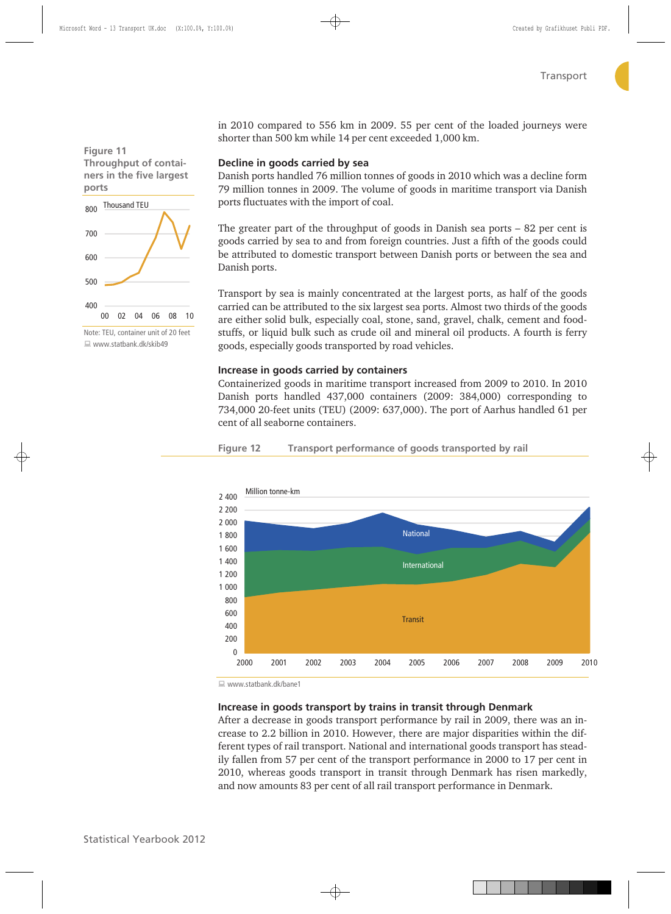in 2010 compared to 556 km in 2009. 55 per cent of the loaded journeys were shorter than 500 km while 14 per cent exceeded 1,000 km.

### Decline in goods carried by sea

Danish ports handled 76 million tonnes of goods in 2010 which was a decline form 79 million tonnes in 2009. The volume of goods in maritime transport via Danish ports fluctuates with the import of coal.

The greater part of the throughput of goods in Danish sea ports – 82 per cent is goods carried by sea to and from foreign countries. Just a fifth of the goods could be attributed to domestic transport between Danish ports or between the sea and Danish ports.

Transport by sea is mainly concentrated at the largest ports, as half of the goods carried can be attributed to the six largest sea ports. Almost two thirds of the goods are either solid bulk, especially coal, stone, sand, gravel, chalk, cement and foodstuffs, or liquid bulk such as crude oil and mineral oil products. A fourth is ferry goods, especially goods transported by road vehicles.

**Figure 11**
**Throughput of containers in the five largest ports**

Thousand TEU

Note: TEU, container unit of 20 feet
www.statbank.dk/skib49

### Increase in goods carried by containers

Containerized goods in maritime transport increased from 2009 to 2010. In 2010 Danish ports handled 437,000 containers (2009: 384,000) corresponding to 734,000 20-feet units (TEU) (2009: 637,000). The port of Aarhus handled 61 per cent of all seaborne containers.

**Figure 12 Transport performance of goods transported by rail**

Million tonne-km

www.statbank.dk/bane1

### Increase in goods transport by trains in transit through Denmark

After a decrease in goods transport performance by rail in 2009, there was an increase to 2.2 billion in 2010. However, there are major disparities within the different types of rail transport. National and international goods transport has steadily fallen from 57 per cent of the transport performance in 2000 to 17 per cent in 2010, whereas goods transport in transit through Denmark has risen markedly, and now amounts 83 per cent of all rail transport performance in Denmark.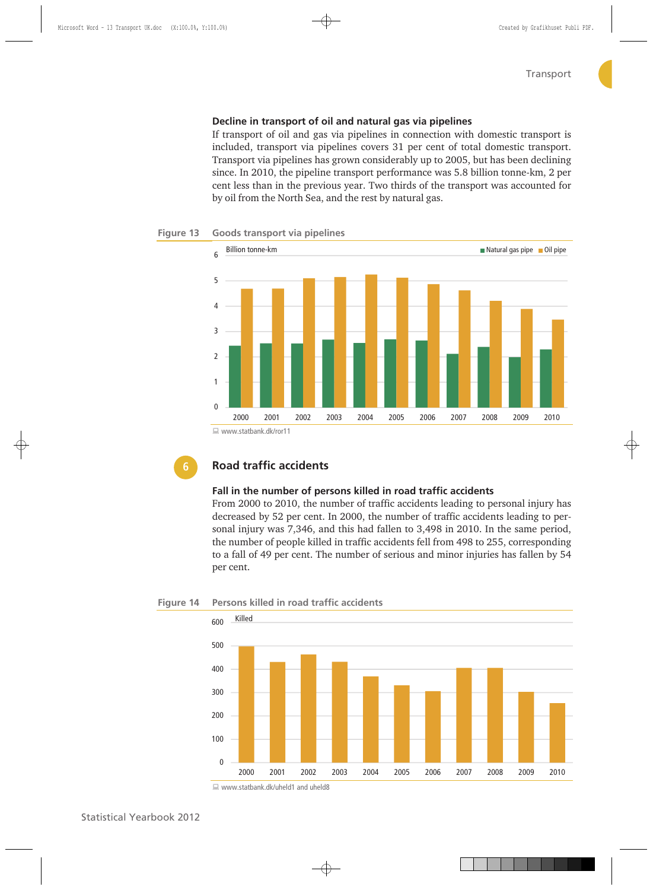### Decline in transport of oil and natural gas via pipelines

If transport of oil and gas via pipelines in connection with domestic transport is included, transport via pipelines covers 31 per cent of total domestic transport. Transport via pipelines has grown considerably up to 2005, but has been declining since. In 2010, the pipeline transport performance was 5.8 billion tonne-km, 2 per cent less than in the previous year. Two thirds of the transport was accounted for by oil from the North Sea, and the rest by natural gas.

**Figure 13** Goods transport via pipelines

www.statbank.dk/ror11

## 6 Road traffic accidents

### Fall in the number of persons killed in road traffic accidents

From 2000 to 2010, the number of traffic accidents leading to personal injury has decreased by 52 per cent. In 2000, the number of traffic accidents leading to personal injury was 7,346, and this had fallen to 3,498 in 2010. In the same period, the number of people killed in traffic accidents fell from 498 to 255, corresponding to a fall of 49 per cent. The number of serious and minor injuries has fallen by 54 per cent.

**Figure 14** Persons killed in road traffic accidents

www.statbank.dk/uheld1 and uheld8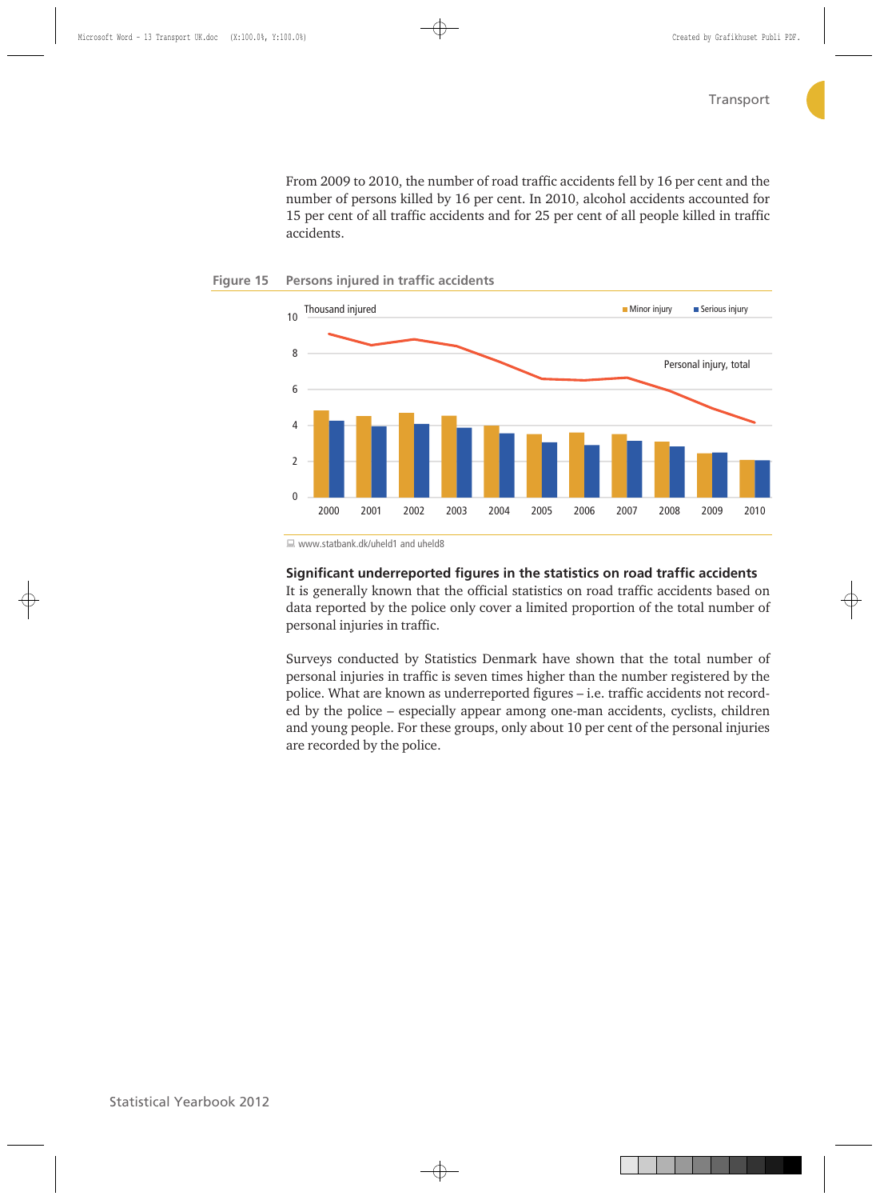From 2009 to 2010, the number of road traffic accidents fell by 16 per cent and the number of persons killed by 16 per cent. In 2010, alcohol accidents accounted for 15 per cent of all traffic accidents and for 25 per cent of all people killed in traffic accidents.

**Figure 15 Persons injured in traffic accidents**

www.statbank.dk/uheld1 and uheld8

### Significant underreported figures in the statistics on road traffic accidents

It is generally known that the official statistics on road traffic accidents based on data reported by the police only cover a limited proportion of the total number of personal injuries in traffic.

Surveys conducted by Statistics Denmark have shown that the total number of personal injuries in traffic is seven times higher than the number registered by the police. What are known as underreported figures – i.e. traffic accidents not recorded by the police – especially appear among one-man accidents, cyclists, children and young people. For these groups, only about 10 per cent of the personal injuries are recorded by the police.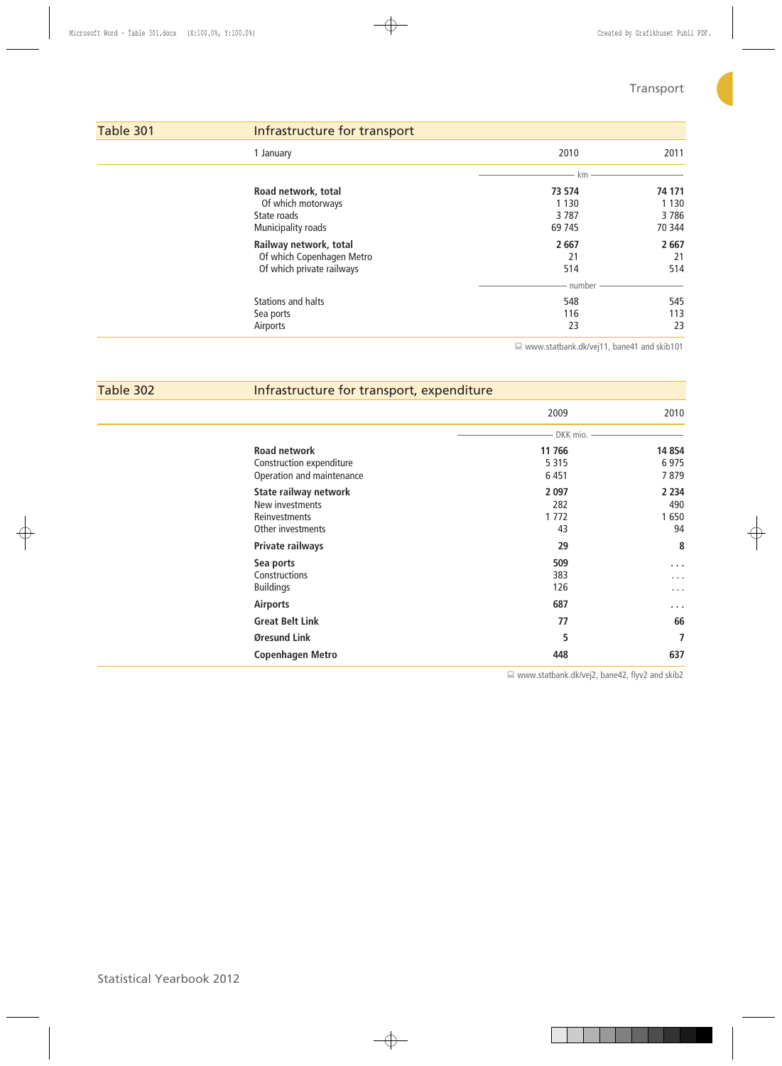## Table 301 Infrastructure for transport

| 1 January | 2010 | 2011 |
|---|---|---|
| | km | |
| **Road network, total** | **73 574** | **74 171** |
| Of which motorways | 1 130 | 1 130 |
| State roads | 3 787 | 3 786 |
| Municipality roads | 69 745 | 70 344 |
| **Railway network, total** | **2 667** | **2 667** |
| Of which Copenhagen Metro | 21 | 21 |
| Of which private railways | 514 | 514 |
| | number | |
| Stations and halts | 548 | 545 |
| Sea ports | 116 | 113 |
| Airports | 23 | 23 |

www.statbank.dk/vej11, bane41 and skib101

## Table 302 Infrastructure for transport, expenditure

| | 2009 | 2010 |
|---|---|---|
| | DKK mio. | |
| **Road network** | **11 766** | **14 854** |
| Construction expenditure | 5 315 | 6 975 |
| Operation and maintenance | 6 451 | 7 879 |
| **State railway network** | **2 097** | **2 234** |
| New investments | 282 | 490 |
| Reinvestments | 1 772 | 1 650 |
| Other investments | 43 | 94 |
| **Private railways** | **29** | **8** |
| **Sea ports** | **509** | **...** |
| Constructions | 383 | ... |
| Buildings | 126 | ... |
| **Airports** | **687** | **...** |
| **Great Belt Link** | **77** | **66** |
| **Øresund Link** | **5** | **7** |
| **Copenhagen Metro** | **448** | **637** |

www.statbank.dk/vej2, bane42, flyv2 and skib2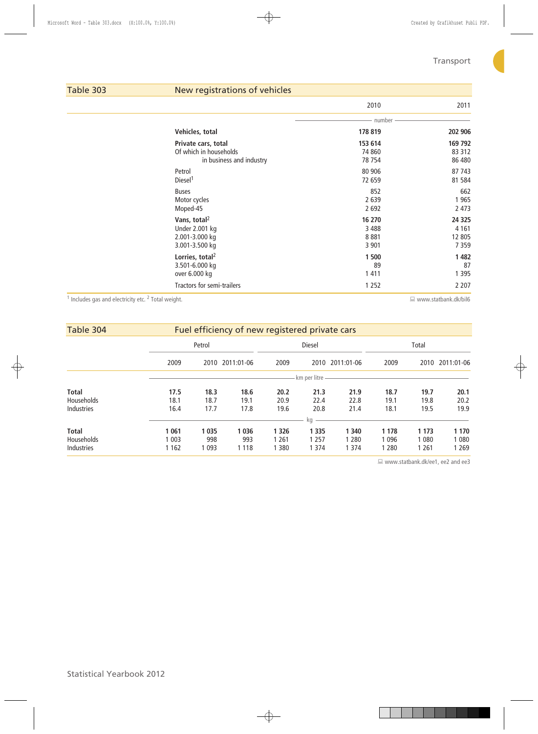## Table 303 New registrations of vehicles

| | 2010 | 2011 |
|---|---|---|
| | number | |
| **Vehicles, total** | **178 819** | **202 906** |
| **Private cars, total** | **153 614** | **169 792** |
| Of which in households | 74 860 | 83 312 |
| in business and industry | 78 754 | 86 480 |
| Petrol | 80 906 | 87 743 |
| Diesel[1] | 72 659 | 81 584 |
| Buses | 852 | 662 |
| Motor cycles | 2 639 | 1 965 |
| Moped-45 | 2 692 | 2 473 |
| **Vans, total[2]** | **16 270** | **24 325** |
| Under 2.001 kg | 3 488 | 4 161 |
| 2.001-3.000 kg | 8 881 | 12 805 |
| 3.001-3.500 kg | 3 901 | 7 359 |
| **Lorries, total[2]** | **1 500** | **1 482** |
| 3.501-6.000 kg | 89 | 87 |
| over 6.000 kg | 1 411 | 1 395 |
| Tractors for semi-trailers | 1 252 | 2 207 |

[1] Includes gas and electricity etc. [2] Total weight.

www.statbank.dk/bil6

## Table 304 Fuel efficiency of new registered private cars

| | Petrol | | | Diesel | | | Total | | |
|---|---|---|---|---|---|---|---|---|---|
| | 2009 | 2010 | 2011:01-06 | 2009 | 2010 | 2011:01-06 | 2009 | 2010 | 2011:01-06 |
| | km per litre | | | | | | | | |
| **Total** | **17.5** | **18.3** | **18.6** | **20.2** | **21.3** | **21.9** | **18.7** | **19.7** | **20.1** |
| Households | 18.1 | 18.7 | 19.1 | 20.9 | 22.4 | 22.8 | 19.1 | 19.8 | 20.2 |
| Industries | 16.4 | 17.7 | 17.8 | 19.6 | 20.8 | 21.4 | 18.1 | 19.5 | 19.9 |
| | kg | | | | | | | | |
| **Total** | **1 061** | **1 035** | **1 036** | **1 326** | **1 335** | **1 340** | **1 178** | **1 173** | **1 170** |
| Households | 1 003 | 998 | 993 | 1 261 | 1 257 | 1 280 | 1 096 | 1 080 | 1 080 |
| Industries | 1 162 | 1 093 | 1 118 | 1 380 | 1 374 | 1 374 | 1 280 | 1 261 | 1 269 |

www.statbank.dk/ee1, ee2 and ee3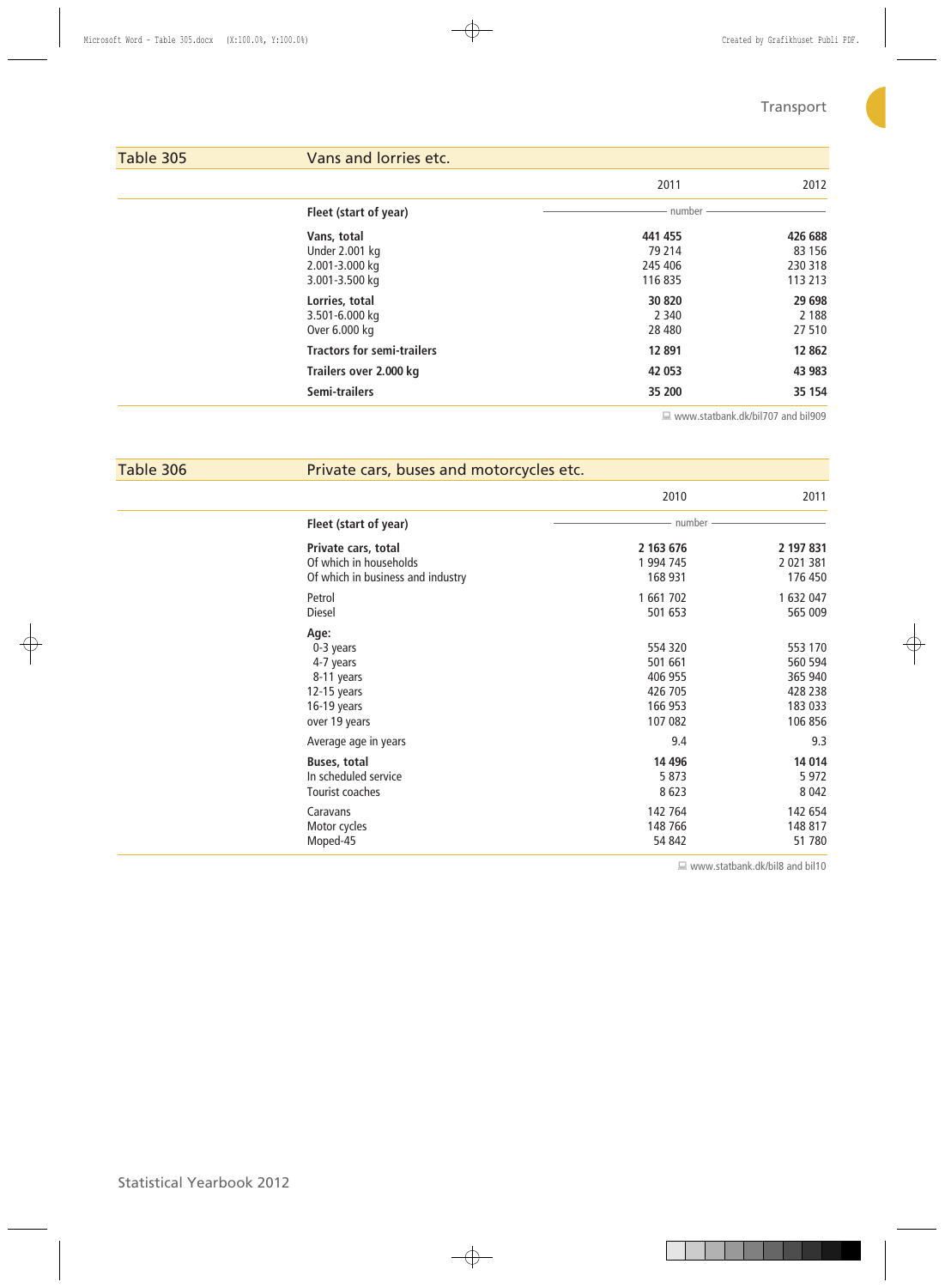## Table 305 Vans and lorries etc.

| | 2011 | 2012 |
|---|---|---|
| **Fleet (start of year)** | number | |
| **Vans, total** | **441 455** | **426 688** |
| Under 2.001 kg | 79 214 | 83 156 |
| 2.001-3.000 kg | 245 406 | 230 318 |
| 3.001-3.500 kg | 116 835 | 113 213 |
| **Lorries, total** | **30 820** | **29 698** |
| 3.501-6.000 kg | 2 340 | 2 188 |
| Over 6.000 kg | 28 480 | 27 510 |
| **Tractors for semi-trailers** | **12 891** | **12 862** |
| **Trailers over 2.000 kg** | **42 053** | **43 983** |
| **Semi-trailers** | **35 200** | **35 154** |

www.statbank.dk/bil707 and bil909

## Table 306 Private cars, buses and motorcycles etc.

| | 2010 | 2011 |
|---|---|---|
| **Fleet (start of year)** | number | |
| **Private cars, total** | **2 163 676** | **2 197 831** |
| Of which in households | 1 994 745 | 2 021 381 |
| Of which in business and industry | 168 931 | 176 450 |
| Petrol | 1 661 702 | 1 632 047 |
| Diesel | 501 653 | 565 009 |
| **Age:** | | |
| 0-3 years | 554 320 | 553 170 |
| 4-7 years | 501 661 | 560 594 |
| 8-11 years | 406 955 | 365 940 |
| 12-15 years | 426 705 | 428 238 |
| 16-19 years | 166 953 | 183 033 |
| over 19 years | 107 082 | 106 856 |
| Average age in years | 9.4 | 9.3 |
| **Buses, total** | **14 496** | **14 014** |
| In scheduled service | 5 873 | 5 972 |
| Tourist coaches | 8 623 | 8 042 |
| Caravans | 142 764 | 142 654 |
| Motor cycles | 148 766 | 148 817 |
| Moped-45 | 54 842 | 51 780 |

www.statbank.dk/bil8 and bil10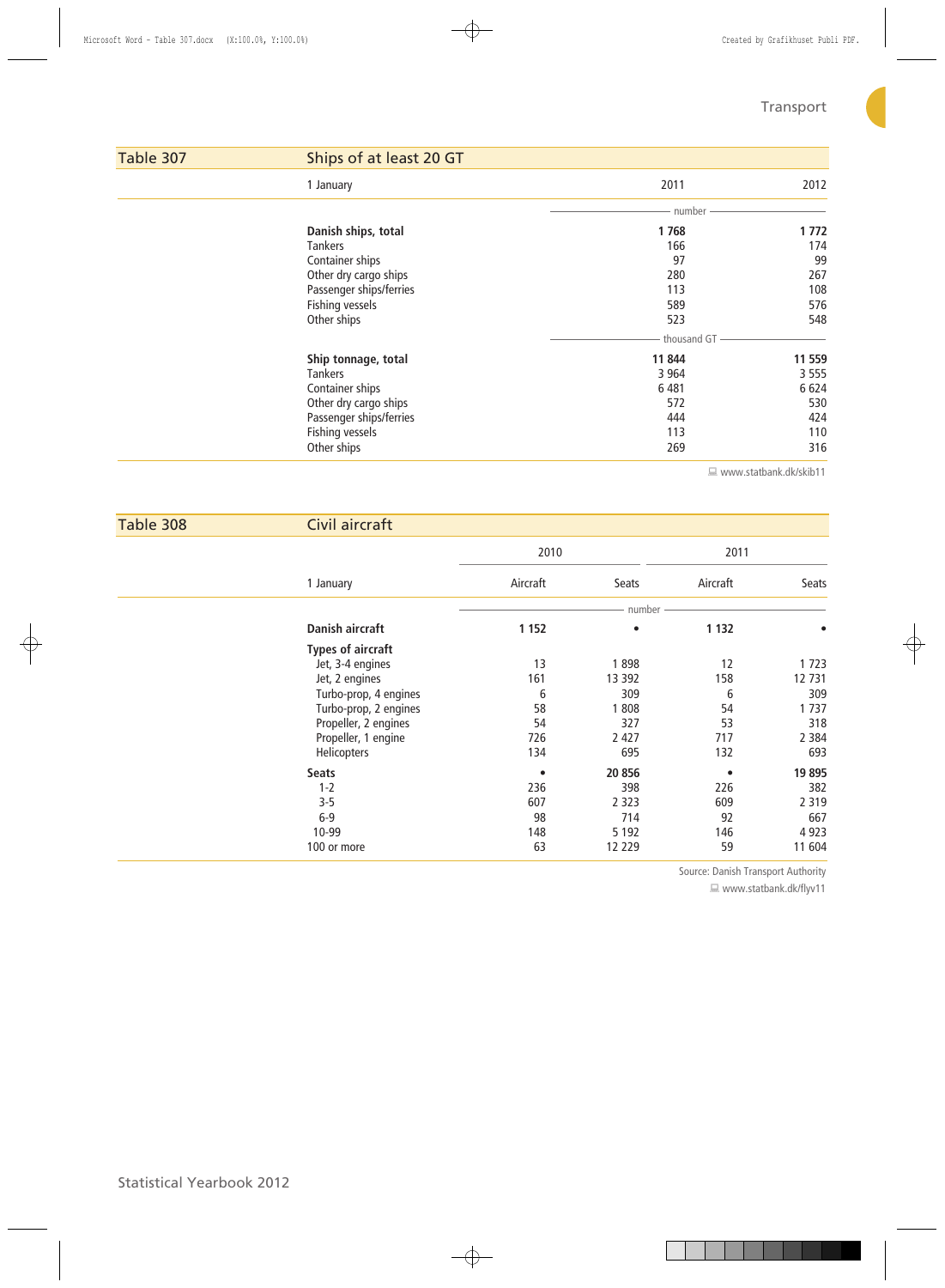## Table 307 Ships of at least 20 GT

| 1 January | 2011 | 2012 |
|---|---|---|
| | number | |
| **Danish ships, total** | **1 768** | **1 772** |
| Tankers | 166 | 174 |
| Container ships | 97 | 99 |
| Other dry cargo ships | 280 | 267 |
| Passenger ships/ferries | 113 | 108 |
| Fishing vessels | 589 | 576 |
| Other ships | 523 | 548 |
| | thousand GT | |
| **Ship tonnage, total** | **11 844** | **11 559** |
| Tankers | 3 964 | 3 555 |
| Container ships | 6 481 | 6 624 |
| Other dry cargo ships | 572 | 530 |
| Passenger ships/ferries | 444 | 424 |
| Fishing vessels | 113 | 110 |
| Other ships | 269 | 316 |

www.statbank.dk/skib11

## Table 308 Civil aircraft

| | 2010 | | 2011 | |
|---|---|---|---|---|
| 1 January | Aircraft | Seats | Aircraft | Seats |
| | number | | | |
| **Danish aircraft** | **1 152** | • | **1 132** | • |
| **Types of aircraft** | | | | |
| Jet, 3-4 engines | 13 | 1 898 | 12 | 1 723 |
| Jet, 2 engines | 161 | 13 392 | 158 | 12 731 |
| Turbo-prop, 4 engines | 6 | 309 | 6 | 309 |
| Turbo-prop, 2 engines | 58 | 1 808 | 54 | 1 737 |
| Propeller, 2 engines | 54 | 327 | 53 | 318 |
| Propeller, 1 engine | 726 | 2 427 | 717 | 2 384 |
| Helicopters | 134 | 695 | 132 | 693 |
| **Seats** | • | **20 856** | • | **19 895** |
| 1-2 | 236 | 398 | 226 | 382 |
| 3-5 | 607 | 2 323 | 609 | 2 319 |
| 6-9 | 98 | 714 | 92 | 667 |
| 10-99 | 148 | 5 192 | 146 | 4 923 |
| 100 or more | 63 | 12 229 | 59 | 11 604 |

Source: Danish Transport Authority

www.statbank.dk/flyv11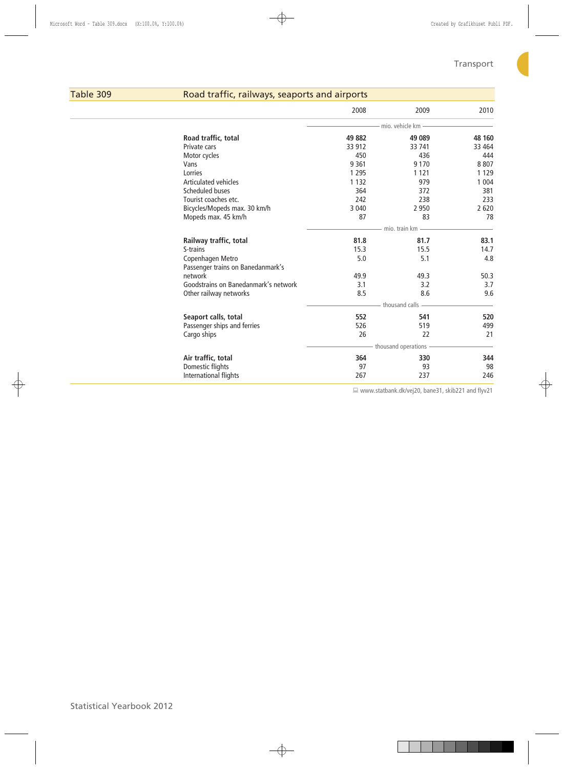## Table 309 Road traffic, railways, seaports and airports

| | 2008 | 2009 | 2010 |
|---|---|---|---|
| | mio. vehicle km | | |
| **Road traffic, total** | **49 882** | **49 089** | **48 160** |
| Private cars | 33 912 | 33 741 | 33 464 |
| Motor cycles | 450 | 436 | 444 |
| Vans | 9 361 | 9 170 | 8 807 |
| Lorries | 1 295 | 1 121 | 1 129 |
| Articulated vehicles | 1 132 | 979 | 1 004 |
| Scheduled buses | 364 | 372 | 381 |
| Tourist coaches etc. | 242 | 238 | 233 |
| Bicycles/Mopeds max. 30 km/h | 3 040 | 2 950 | 2 620 |
| Mopeds max. 45 km/h | 87 | 83 | 78 |
| | mio. train km | | |
| **Railway traffic, total** | **81.8** | **81.7** | **83.1** |
| S-trains | 15.3 | 15.5 | 14.7 |
| Copenhagen Metro | 5.0 | 5.1 | 4.8 |
| Passenger trains on Banedanmark's network | 49.9 | 49.3 | 50.3 |
| Goodstrains on Banedanmark's network | 3.1 | 3.2 | 3.7 |
| Other railway networks | 8.5 | 8.6 | 9.6 |
| | thousand calls | | |
| **Seaport calls, total** | **552** | **541** | **520** |
| Passenger ships and ferries | 526 | 519 | 499 |
| Cargo ships | 26 | 22 | 21 |
| | thousand operations | | |
| **Air traffic, total** | **364** | **330** | **344** |
| Domestic flights | 97 | 93 | 98 |
| International flights | 267 | 237 | 246 |

www.statbank.dk/vej20, bane31, skib221 and flyv21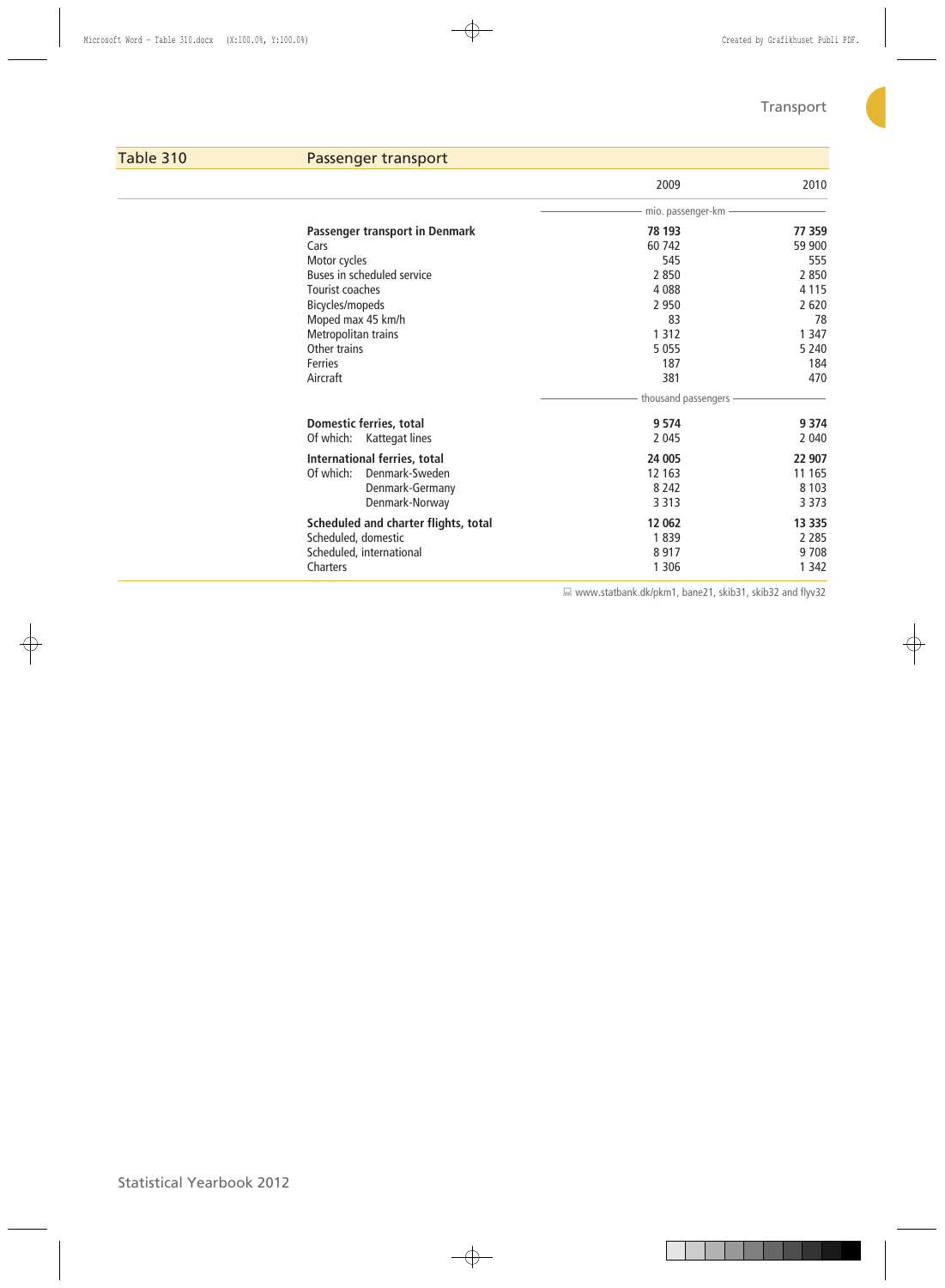## Table 310 Passenger transport

| | 2009 | 2010 |
|---|---|---|
| | mio. passenger-km | |
| **Passenger transport in Denmark** | **78 193** | **77 359** |
| Cars | 60 742 | 59 900 |
| Motor cycles | 545 | 555 |
| Buses in scheduled service | 2 850 | 2 850 |
| Tourist coaches | 4 088 | 4 115 |
| Bicycles/mopeds | 2 950 | 2 620 |
| Moped max 45 km/h | 83 | 78 |
| Metropolitan trains | 1 312 | 1 347 |
| Other trains | 5 055 | 5 240 |
| Ferries | 187 | 184 |
| Aircraft | 381 | 470 |
| | thousand passengers | |
| **Domestic ferries, total** | **9 574** | **9 374** |
| Of which: Kattegat lines | 2 045 | 2 040 |
| **International ferries, total** | **24 005** | **22 907** |
| Of which: Denmark-Sweden | 12 163 | 11 165 |
| Denmark-Germany | 8 242 | 8 103 |
| Denmark-Norway | 3 313 | 3 373 |
| **Scheduled and charter flights, total** | **12 062** | **13 335** |
| Scheduled, domestic | 1 839 | 2 285 |
| Scheduled, international | 8 917 | 9 708 |
| Charters | 1 306 | 1 342 |

www.statbank.dk/pkm1, bane21, skib31, skib32 and flyv32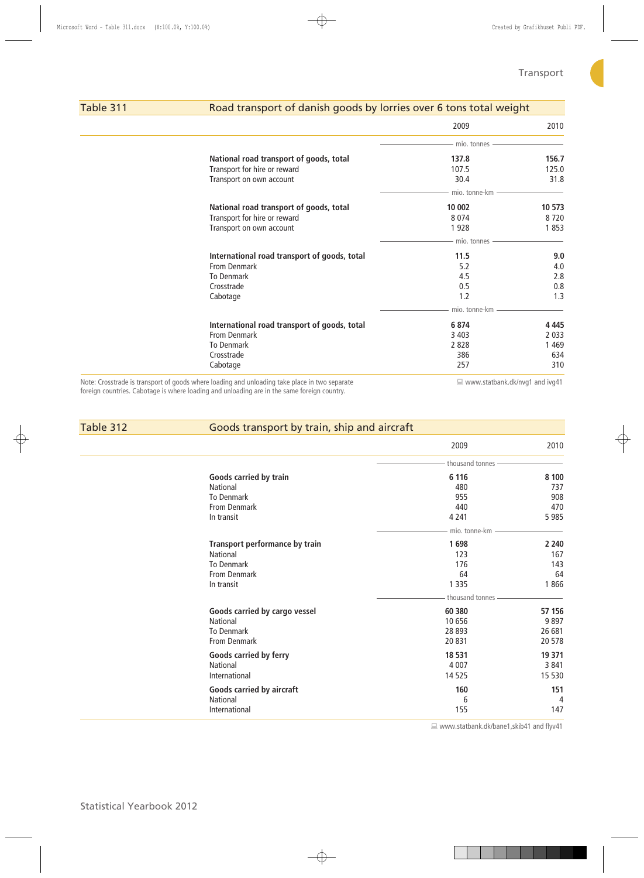## Table 311 Road transport of danish goods by lorries over 6 tons total weight

| | 2009 | 2010 |
|---|---|---|
| | mio. tonnes | |
| **National road transport of goods, total** | **137.8** | **156.7** |
| Transport for hire or reward | 107.5 | 125.0 |
| Transport on own account | 30.4 | 31.8 |
| | mio. tonne-km | |
| **National road transport of goods, total** | **10 002** | **10 573** |
| Transport for hire or reward | 8 074 | 8 720 |
| Transport on own account | 1 928 | 1 853 |
| | mio. tonnes | |
| **International road transport of goods, total** | **11.5** | **9.0** |
| From Denmark | 5.2 | 4.0 |
| To Denmark | 4.5 | 2.8 |
| Crosstrade | 0.5 | 0.8 |
| Cabotage | 1.2 | 1.3 |
| | mio. tonne-km | |
| **International road transport of goods, total** | **6 874** | **4 445** |
| From Denmark | 3 403 | 2 033 |
| To Denmark | 2 828 | 1 469 |
| Crosstrade | 386 | 634 |
| Cabotage | 257 | 310 |

Note: Crosstrade is transport of goods where loading and unloading take place in two separate foreign countries. Cabotage is where loading and unloading are in the same foreign country.

www.statbank.dk/nvg1 and ivg41

## Table 312 Goods transport by train, ship and aircraft

| | 2009 | 2010 |
|---|---|---|
| | thousand tonnes | |
| **Goods carried by train** | **6 116** | **8 100** |
| National | 480 | 737 |
| To Denmark | 955 | 908 |
| From Denmark | 440 | 470 |
| In transit | 4 241 | 5 985 |
| | mio. tonne-km | |
| **Transport performance by train** | **1 698** | **2 240** |
| National | 123 | 167 |
| To Denmark | 176 | 143 |
| From Denmark | 64 | 64 |
| In transit | 1 335 | 1 866 |
| | thousand tonnes | |
| **Goods carried by cargo vessel** | **60 380** | **57 156** |
| National | 10 656 | 9 897 |
| To Denmark | 28 893 | 26 681 |
| From Denmark | 20 831 | 20 578 |
| **Goods carried by ferry** | **18 531** | **19 371** |
| National | 4 007 | 3 841 |
| International | 14 525 | 15 530 |
| **Goods carried by aircraft** | **160** | **151** |
| National | 6 | 4 |
| International | 155 | 147 |

www.statbank.dk/bane1,skib41 and flyv41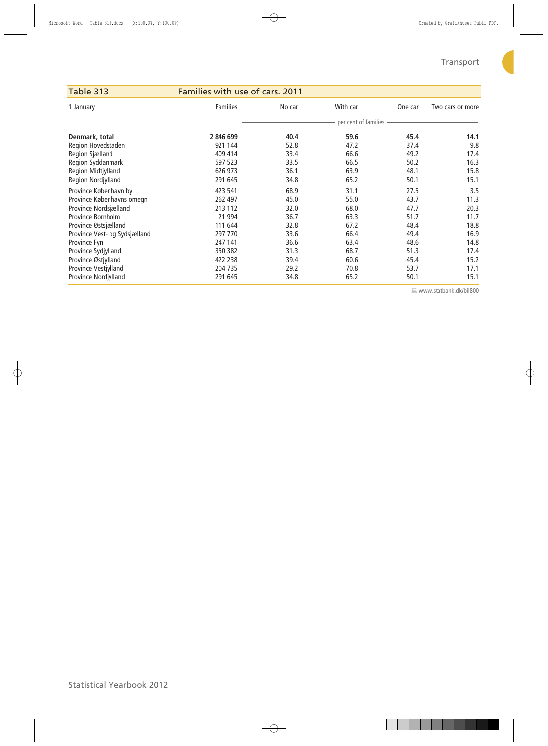## Table 313 Families with use of cars. 2011

| 1 January | Families | No car | With car | One car | Two cars or more |
|---|---|---|---|---|---|
| | | per cent of families | | | |
| **Denmark, total** | **2 846 699** | **40.4** | **59.6** | **45.4** | **14.1** |
| Region Hovedstaden | 921 144 | 52.8 | 47.2 | 37.4 | 9.8 |
| Region Sjælland | 409 414 | 33.4 | 66.6 | 49.2 | 17.4 |
| Region Syddanmark | 597 523 | 33.5 | 66.5 | 50.2 | 16.3 |
| Region Midtjylland | 626 973 | 36.1 | 63.9 | 48.1 | 15.8 |
| Region Nordjylland | 291 645 | 34.8 | 65.2 | 50.1 | 15.1 |
| Province København by | 423 541 | 68.9 | 31.1 | 27.5 | 3.5 |
| Province Københavns omegn | 262 497 | 45.0 | 55.0 | 43.7 | 11.3 |
| Province Nordsjælland | 213 112 | 32.0 | 68.0 | 47.7 | 20.3 |
| Province Bornholm | 21 994 | 36.7 | 63.3 | 51.7 | 11.7 |
| Province Østsjælland | 111 644 | 32.8 | 67.2 | 48.4 | 18.8 |
| Province Vest- og Sydsjælland | 297 770 | 33.6 | 66.4 | 49.4 | 16.9 |
| Province Fyn | 247 141 | 36.6 | 63.4 | 48.6 | 14.8 |
| Province Sydjylland | 350 382 | 31.3 | 68.7 | 51.3 | 17.4 |
| Province Østjylland | 422 238 | 39.4 | 60.6 | 45.4 | 15.2 |
| Province Vestjylland | 204 735 | 29.2 | 70.8 | 53.7 | 17.1 |
| Province Nordjylland | 291 645 | 34.8 | 65.2 | 50.1 | 15.1 |

www.statbank.dk/bil800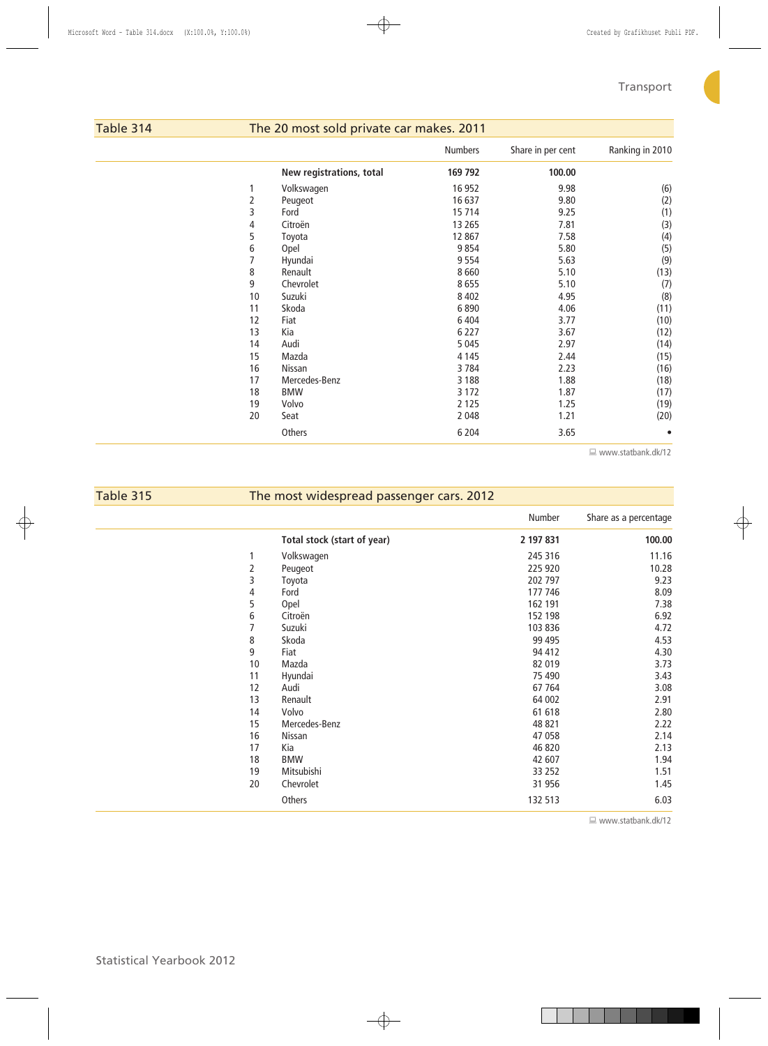## Table 314 The 20 most sold private car makes. 2011

| | | Numbers | Share in per cent | Ranking in 2010 |
|---|---|---|---|---|
| | **New registrations, total** | **169 792** | **100.00** | |
| 1 | Volkswagen | 16 952 | 9.98 | (6) |
| 2 | Peugeot | 16 637 | 9.80 | (2) |
| 3 | Ford | 15 714 | 9.25 | (1) |
| 4 | Citroën | 13 265 | 7.81 | (3) |
| 5 | Toyota | 12 867 | 7.58 | (4) |
| 6 | Opel | 9 854 | 5.80 | (5) |
| 7 | Hyundai | 9 554 | 5.63 | (9) |
| 8 | Renault | 8 660 | 5.10 | (13) |
| 9 | Chevrolet | 8 655 | 5.10 | (7) |
| 10 | Suzuki | 8 402 | 4.95 | (8) |
| 11 | Skoda | 6 890 | 4.06 | (11) |
| 12 | Fiat | 6 404 | 3.77 | (10) |
| 13 | Kia | 6 227 | 3.67 | (12) |
| 14 | Audi | 5 045 | 2.97 | (14) |
| 15 | Mazda | 4 145 | 2.44 | (15) |
| 16 | Nissan | 3 784 | 2.23 | (16) |
| 17 | Mercedes-Benz | 3 188 | 1.88 | (18) |
| 18 | BMW | 3 172 | 1.87 | (17) |
| 19 | Volvo | 2 125 | 1.25 | (19) |
| 20 | Seat | 2 048 | 1.21 | (20) |
| | Others | 6 204 | 3.65 | • |

www.statbank.dk/12

## Table 315 The most widespread passenger cars. 2012

| | | Number | Share as a percentage |
|---|---|---|---|
| | **Total stock (start of year)** | **2 197 831** | **100.00** |
| 1 | Volkswagen | 245 316 | 11.16 |
| 2 | Peugeot | 225 920 | 10.28 |
| 3 | Toyota | 202 797 | 9.23 |
| 4 | Ford | 177 746 | 8.09 |
| 5 | Opel | 162 191 | 7.38 |
| 6 | Citroën | 152 198 | 6.92 |
| 7 | Suzuki | 103 836 | 4.72 |
| 8 | Skoda | 99 495 | 4.53 |
| 9 | Fiat | 94 412 | 4.30 |
| 10 | Mazda | 82 019 | 3.73 |
| 11 | Hyundai | 75 490 | 3.43 |
| 12 | Audi | 67 764 | 3.08 |
| 13 | Renault | 64 002 | 2.91 |
| 14 | Volvo | 61 618 | 2.80 |
| 15 | Mercedes-Benz | 48 821 | 2.22 |
| 16 | Nissan | 47 058 | 2.14 |
| 17 | Kia | 46 820 | 2.13 |
| 18 | BMW | 42 607 | 1.94 |
| 19 | Mitsubishi | 33 252 | 1.51 |
| 20 | Chevrolet | 31 956 | 1.45 |
| | Others | 132 513 | 6.03 |

www.statbank.dk/12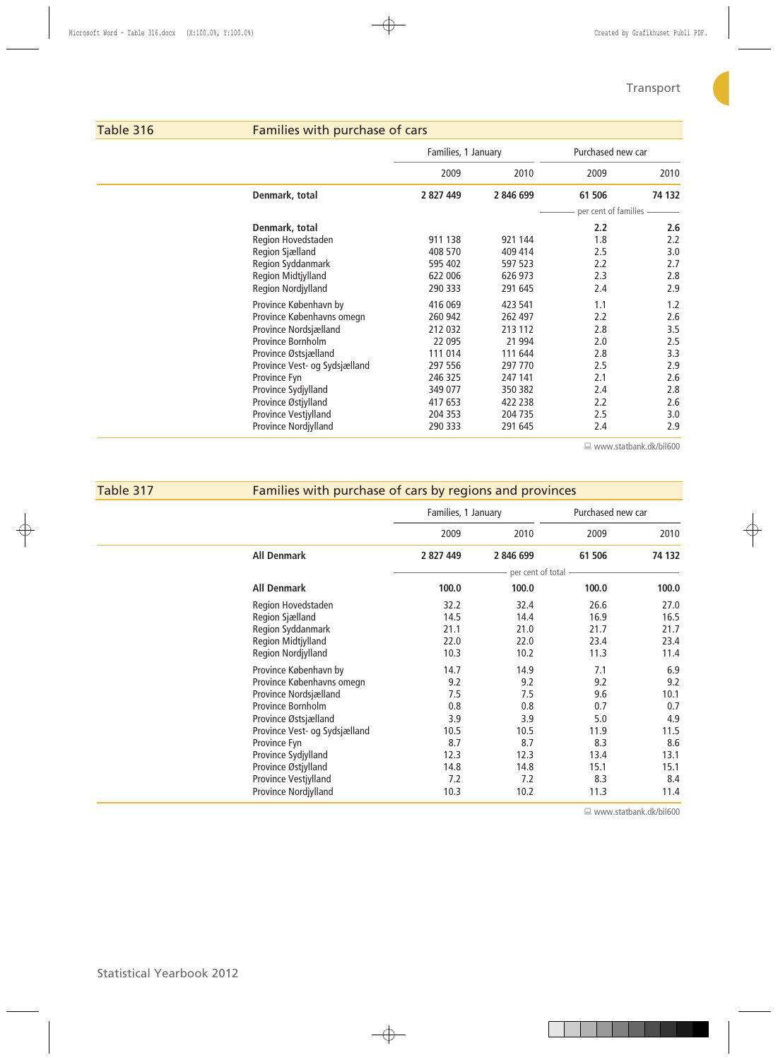## Table 316 Families with purchase of cars

| | Families, 1 January | | Purchased new car | |
|---|---|---|---|---|
| | 2009 | 2010 | 2009 | 2010 |
| **Denmark, total** | **2 827 449** | **2 846 699** | **61 506** | **74 132** |
| | | | per cent of families | |
| **Denmark, total** | | | **2.2** | **2.6** |
| Region Hovedstaden | 911 138 | 921 144 | 1.8 | 2.2 |
| Region Sjælland | 408 570 | 409 414 | 2.5 | 3.0 |
| Region Syddanmark | 595 402 | 597 523 | 2.2 | 2.7 |
| Region Midtjylland | 622 006 | 626 973 | 2.3 | 2.8 |
| Region Nordjylland | 290 333 | 291 645 | 2.4 | 2.9 |
| Province København by | 416 069 | 423 541 | 1.1 | 1.2 |
| Province Københavns omegn | 260 942 | 262 497 | 2.2 | 2.6 |
| Province Nordsjælland | 212 032 | 213 112 | 2.8 | 3.5 |
| Province Bornholm | 22 095 | 21 994 | 2.0 | 2.5 |
| Province Østsjælland | 111 014 | 111 644 | 2.8 | 3.3 |
| Province Vest- og Sydsjælland | 297 556 | 297 770 | 2.5 | 2.9 |
| Province Fyn | 246 325 | 247 141 | 2.1 | 2.6 |
| Province Sydjylland | 349 077 | 350 382 | 2.4 | 2.8 |
| Province Østjylland | 417 653 | 422 238 | 2.2 | 2.6 |
| Province Vestjylland | 204 353 | 204 735 | 2.5 | 3.0 |
| Province Nordjylland | 290 333 | 291 645 | 2.4 | 2.9 |

www.statbank.dk/bil600

## Table 317 Families with purchase of cars by regions and provinces

| | Families, 1 January | | Purchased new car | |
|---|---|---|---|---|
| | 2009 | 2010 | 2009 | 2010 |
| **All Denmark** | **2 827 449** | **2 846 699** | **61 506** | **74 132** |
| | per cent of total | | | |
| **All Denmark** | **100.0** | **100.0** | **100.0** | **100.0** |
| Region Hovedstaden | 32.2 | 32.4 | 26.6 | 27.0 |
| Region Sjælland | 14.5 | 14.4 | 16.9 | 16.5 |
| Region Syddanmark | 21.1 | 21.0 | 21.7 | 21.7 |
| Region Midtjylland | 22.0 | 22.0 | 23.4 | 23.4 |
| Region Nordjylland | 10.3 | 10.2 | 11.3 | 11.4 |
| Province København by | 14.7 | 14.9 | 7.1 | 6.9 |
| Province Københavns omegn | 9.2 | 9.2 | 9.2 | 9.2 |
| Province Nordsjælland | 7.5 | 7.5 | 9.6 | 10.1 |
| Province Bornholm | 0.8 | 0.8 | 0.7 | 0.7 |
| Province Østsjælland | 3.9 | 3.9 | 5.0 | 4.9 |
| Province Vest- og Sydsjælland | 10.5 | 10.5 | 11.9 | 11.5 |
| Province Fyn | 8.7 | 8.7 | 8.3 | 8.6 |
| Province Sydjylland | 12.3 | 12.3 | 13.4 | 13.1 |
| Province Østjylland | 14.8 | 14.8 | 15.1 | 15.1 |
| Province Vestjylland | 7.2 | 7.2 | 8.3 | 8.4 |
| Province Nordjylland | 10.3 | 10.2 | 11.3 | 11.4 |

www.statbank.dk/bil600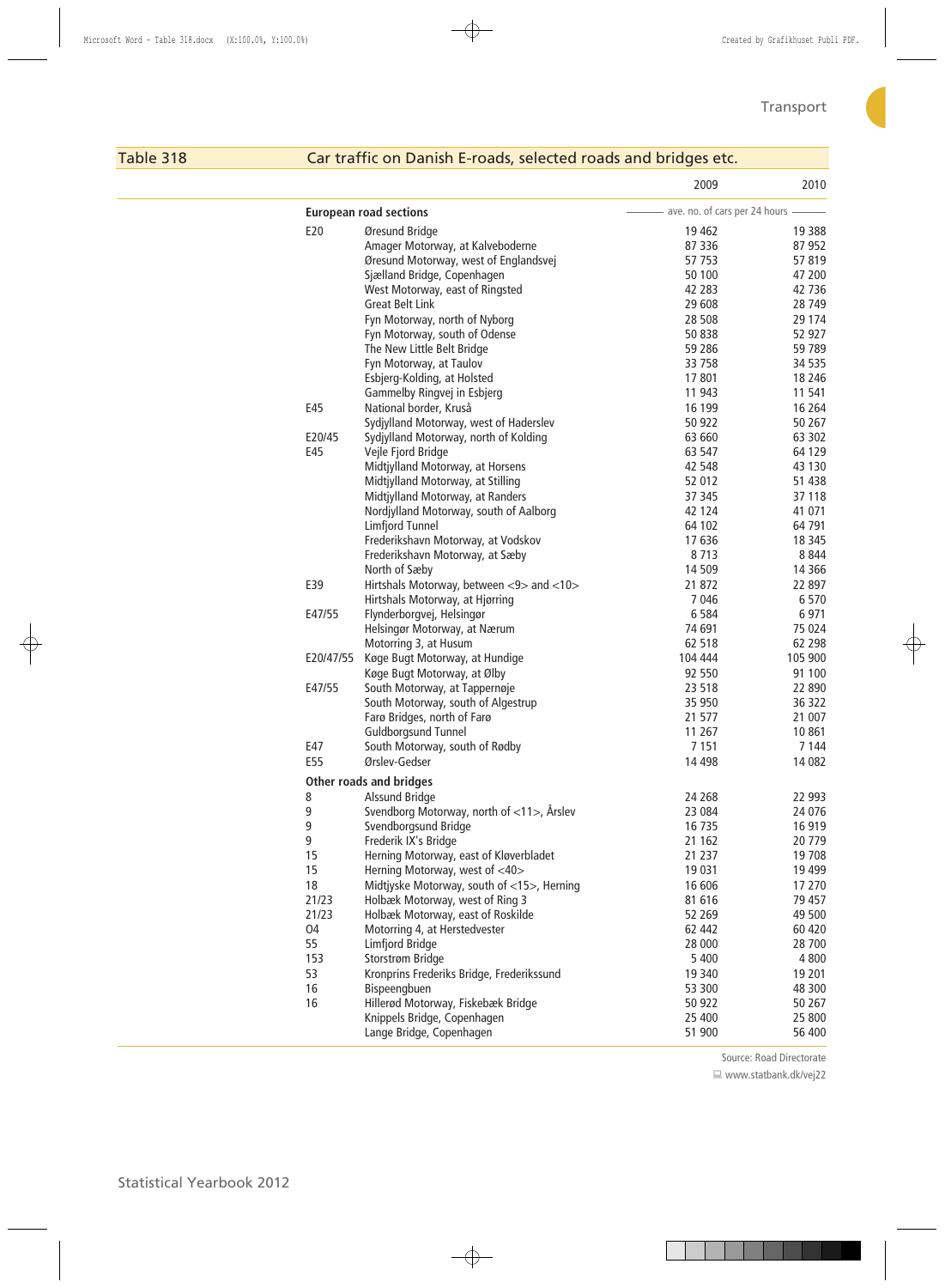## Table 318 Car traffic on Danish E-roads, selected roads and bridges etc.

| | | 2009 | 2010 |
|---|---|---|---|
| **European road sections** | | ave. no. of cars per 24 hours | |
| E20 | Øresund Bridge | 19 462 | 19 388 |
| | Amager Motorway, at Kalveboderne | 87 336 | 87 952 |
| | Øresund Motorway, west of Englandsvej | 57 753 | 57 819 |
| | Sjælland Bridge, Copenhagen | 50 100 | 47 200 |
| | West Motorway, east of Ringsted | 42 283 | 42 736 |
| | Great Belt Link | 29 608 | 28 749 |
| | Fyn Motorway, north of Nyborg | 28 508 | 29 174 |
| | Fyn Motorway, south of Odense | 50 838 | 52 927 |
| | The New Little Belt Bridge | 59 286 | 59 789 |
| | Fyn Motorway, at Taulov | 33 758 | 34 535 |
| | Esbjerg-Kolding, at Holsted | 17 801 | 18 246 |
| | Gammelby Ringvej in Esbjerg | 11 943 | 11 541 |
| E45 | National border, Kruså | 16 199 | 16 264 |
| | Sydjylland Motorway, west of Haderslev | 50 922 | 50 267 |
| E20/45 | Sydjylland Motorway, north of Kolding | 63 660 | 63 302 |
| E45 | Vejle Fjord Bridge | 63 547 | 64 129 |
| | Midtjylland Motorway, at Horsens | 42 548 | 43 130 |
| | Midtjylland Motorway, at Stilling | 52 012 | 51 438 |
| | Midtjylland Motorway, at Randers | 37 345 | 37 118 |
| | Nordjylland Motorway, south of Aalborg | 42 124 | 41 071 |
| | Limfjord Tunnel | 64 102 | 64 791 |
| | Frederikshavn Motorway, at Vodskov | 17 636 | 18 345 |
| | Frederikshavn Motorway, at Sæby | 8 713 | 8 844 |
| | North of Sæby | 14 509 | 14 366 |
| E39 | Hirtshals Motorway, between <9> and <10> | 21 872 | 22 897 |
| | Hirtshals Motorway, at Hjørring | 7 046 | 6 570 |
| E47/55 | Flynderborgvej, Helsingør | 6 584 | 6 971 |
| | Helsingør Motorway, at Nærum | 74 691 | 75 024 |
| | Motorring 3, at Husum | 62 518 | 62 298 |
| E20/47/55 | Køge Bugt Motorway, at Hundige | 104 444 | 105 900 |
| | Køge Bugt Motorway, at Ølby | 92 550 | 91 100 |
| E47/55 | South Motorway, at Tappernøje | 23 518 | 22 890 |
| | South Motorway, south of Algestrup | 35 950 | 36 322 |
| | Farø Bridges, north of Farø | 21 577 | 21 007 |
| | Guldborgsund Tunnel | 11 267 | 10 861 |
| E47 | South Motorway, south of Rødby | 7 151 | 7 144 |
| E55 | Ørslev-Gedser | 14 498 | 14 082 |
| **Other roads and bridges** | | | |
| 8 | Alssund Bridge | 24 268 | 22 993 |
| 9 | Svendborg Motorway, north of <11>, Årslev | 23 084 | 24 076 |
| 9 | Svendborgsund Bridge | 16 735 | 16 919 |
| 9 | Frederik IX's Bridge | 21 162 | 20 779 |
| 15 | Herning Motorway, east of Kløverbladet | 21 237 | 19 708 |
| 15 | Herning Motorway, west of <40> | 19 031 | 19 499 |
| 18 | Midtjyske Motorway, south of <15>, Herning | 16 606 | 17 270 |
| 21/23 | Holbæk Motorway, west of Ring 3 | 81 616 | 79 457 |
| 21/23 | Holbæk Motorway, east of Roskilde | 52 269 | 49 500 |
| O4 | Motorring 4, at Herstedvester | 62 442 | 60 420 |
| 55 | Limfjord Bridge | 28 000 | 28 700 |
| 153 | Storstrøm Bridge | 5 400 | 4 800 |
| 53 | Kronprins Frederiks Bridge, Frederikssund | 19 340 | 19 201 |
| 16 | Bispeengbuen | 53 300 | 48 300 |
| 16 | Hillerød Motorway, Fiskebæk Bridge | 50 922 | 50 267 |
| | Knippels Bridge, Copenhagen | 25 400 | 25 800 |
| | Lange Bridge, Copenhagen | 51 900 | 56 400 |

Source: Road Directorate

www.statbank.dk/vej22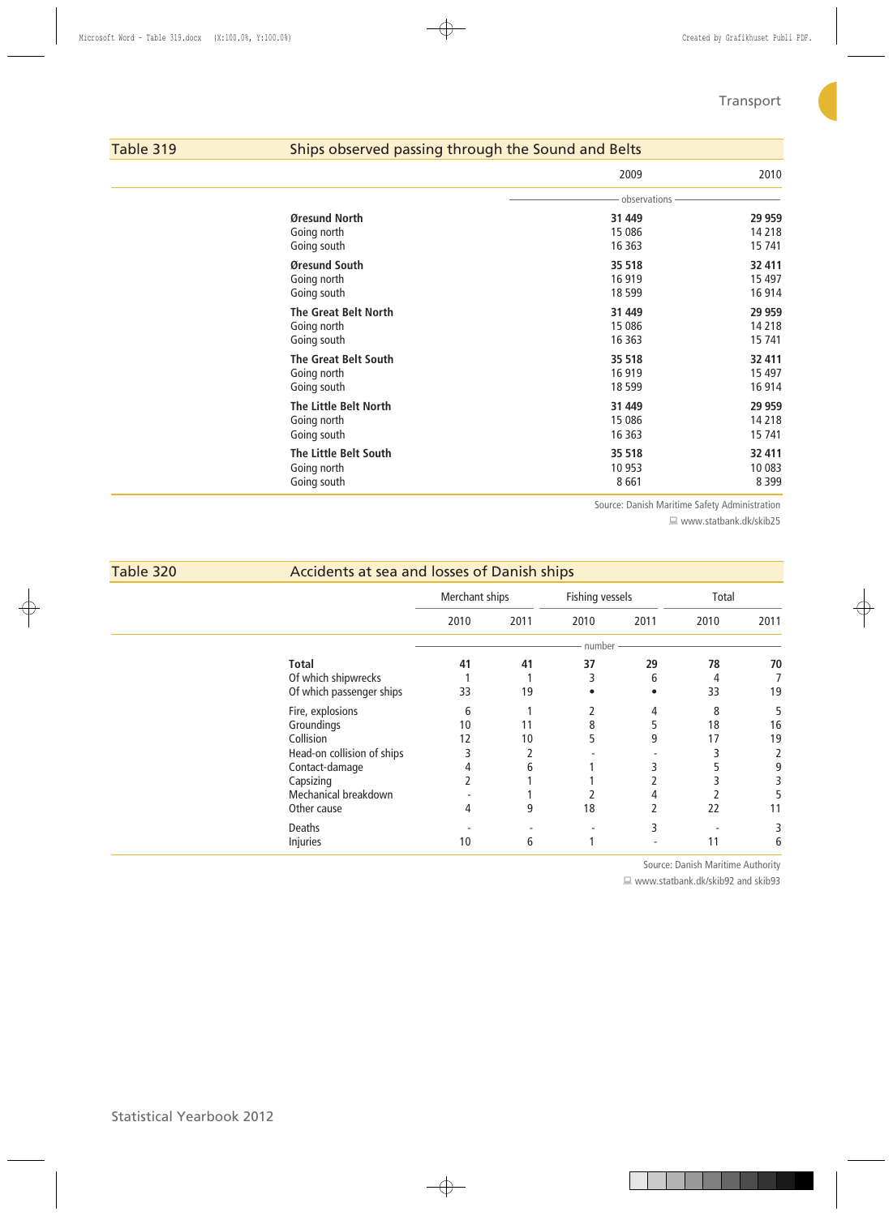## Table 319 Ships observed passing through the Sound and Belts

| | 2009 | 2010 |
|---|---|---|
| | observations | |
| **Øresund North** | **31 449** | **29 959** |
| Going north | 15 086 | 14 218 |
| Going south | 16 363 | 15 741 |
| **Øresund South** | **35 518** | **32 411** |
| Going north | 16 919 | 15 497 |
| Going south | 18 599 | 16 914 |
| **The Great Belt North** | **31 449** | **29 959** |
| Going north | 15 086 | 14 218 |
| Going south | 16 363 | 15 741 |
| **The Great Belt South** | **35 518** | **32 411** |
| Going north | 16 919 | 15 497 |
| Going south | 18 599 | 16 914 |
| **The Little Belt North** | **31 449** | **29 959** |
| Going north | 15 086 | 14 218 |
| Going south | 16 363 | 15 741 |
| **The Little Belt South** | **35 518** | **32 411** |
| Going north | 10 953 | 10 083 |
| Going south | 8 661 | 8 399 |

Source: Danish Maritime Safety Administration

www.statbank.dk/skib25

## Table 320 Accidents at sea and losses of Danish ships

| | Merchant ships | | Fishing vessels | | Total | |
|---|---|---|---|---|---|---|
| | 2010 | 2011 | 2010 | 2011 | 2010 | 2011 |
| | number | | | | | |
| **Total** | **41** | **41** | **37** | **29** | **78** | **70** |
| Of which shipwrecks | 1 | 1 | 3 | 6 | 4 | 7 |
| Of which passenger ships | 33 | 19 | • | • | 33 | 19 |
| Fire, explosions | 6 | 1 | 2 | 4 | 8 | 5 |
| Groundings | 10 | 11 | 8 | 5 | 18 | 16 |
| Collision | 12 | 10 | 5 | 9 | 17 | 19 |
| Head-on collision of ships | 3 | 2 | - | - | 3 | 2 |
| Contact-damage | 4 | 6 | 1 | 3 | 5 | 9 |
| Capsizing | 2 | 1 | 1 | 2 | 3 | 3 |
| Mechanical breakdown | - | 1 | 2 | 4 | 2 | 5 |
| Other cause | 4 | 9 | 18 | 2 | 22 | 11 |
| Deaths | - | - | - | 3 | - | 3 |
| Injuries | 10 | 6 | 1 | - | 11 | 6 |

Source: Danish Maritime Authority

www.statbank.dk/skib92 and skib93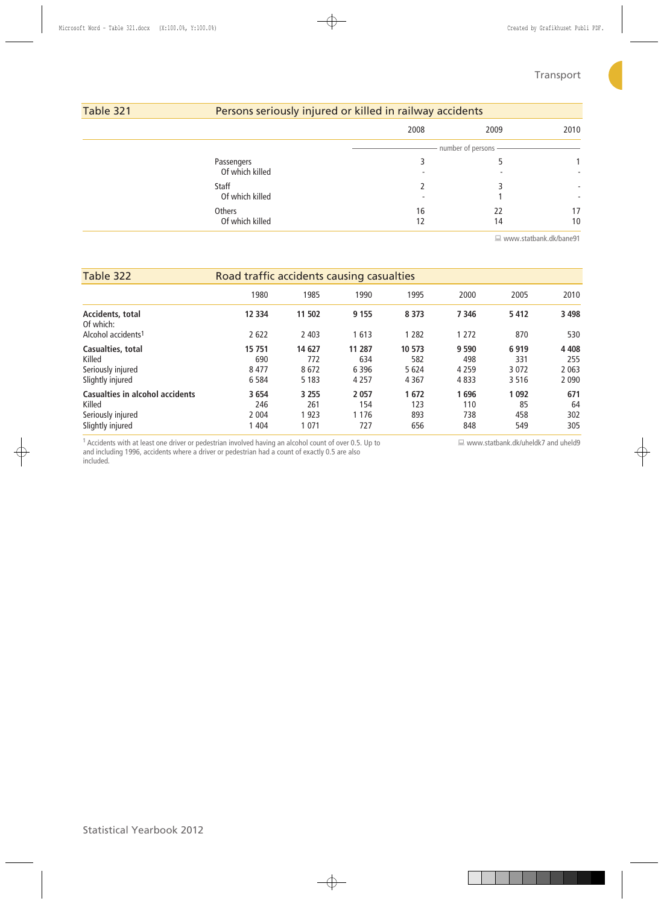## Table 321 Persons seriously injured or killed in railway accidents

| | 2008 | 2009 | 2010 |
|---|---|---|---|
| | number of persons | | |
| Passengers | 3 | 5 | 1 |
| Of which killed | - | - | - |
| Staff | 2 | 3 | - |
| Of which killed | - | 1 | - |
| Others | 16 | 22 | 17 |
| Of which killed | 12 | 14 | 10 |

www.statbank.dk/bane91

## Table 322 Road traffic accidents causing casualties

| | 1980 | 1985 | 1990 | 1995 | 2000 | 2005 | 2010 |
|---|---|---|---|---|---|---|---|
| **Accidents, total** | **12 334** | **11 502** | **9 155** | **8 373** | **7 346** | **5 412** | **3 498** |
| Of which: | | | | | | | |
| Alcohol accidents[1] | 2 622 | 2 403 | 1 613 | 1 282 | 1 272 | 870 | 530 |
| **Casualties, total** | **15 751** | **14 627** | **11 287** | **10 573** | **9 590** | **6 919** | **4 408** |
| Killed | 690 | 772 | 634 | 582 | 498 | 331 | 255 |
| Seriously injured | 8 477 | 8 672 | 6 396 | 5 624 | 4 259 | 3 072 | 2 063 |
| Slightly injured | 6 584 | 5 183 | 4 257 | 4 367 | 4 833 | 3 516 | 2 090 |
| **Casualties in alcohol accidents** | **3 654** | **3 255** | **2 057** | **1 672** | **1 696** | **1 092** | **671** |
| Killed | 246 | 261 | 154 | 123 | 110 | 85 | 64 |
| Seriously injured | 2 004 | 1 923 | 1 176 | 893 | 738 | 458 | 302 |
| Slightly injured | 1 404 | 1 071 | 727 | 656 | 848 | 549 | 305 |

[1] Accidents with at least one driver or pedestrian involved having an alcohol count of over 0.5. Up to and including 1996, accidents where a driver or pedestrian had a count of exactly 0.5 are also included.

www.statbank.dk/uheldk7 and uheld9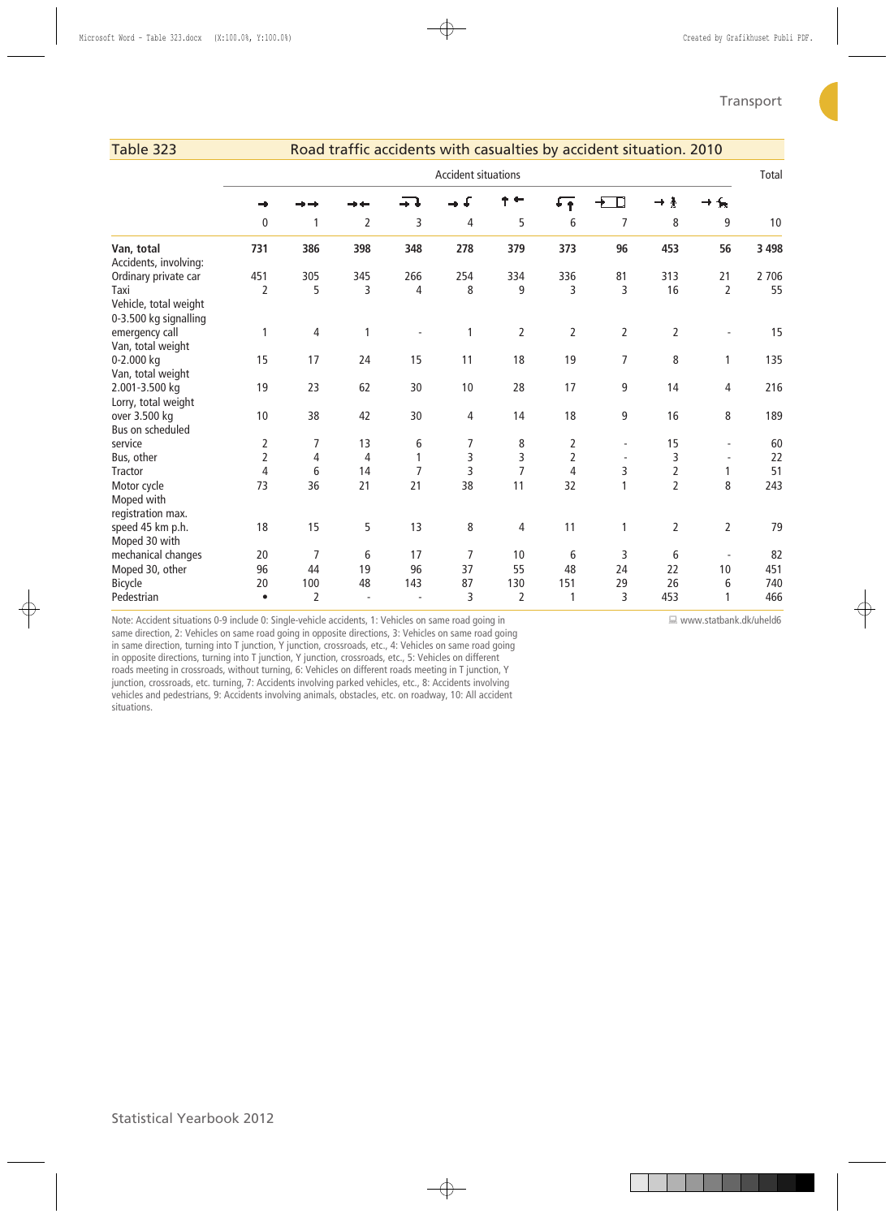## Table 323 Road traffic accidents with casualties by accident situation. 2010

| | Accident situations | | | | | | | | | | Total |
|---|---|---|---|---|---|---|---|---|---|---|---|
| | 0 | 1 | 2 | 3 | 4 | 5 | 6 | 7 | 8 | 9 | 10 |
| **Van, total** | **731** | **386** | **398** | **348** | **278** | **379** | **373** | **96** | **453** | **56** | **3 498** |
| Accidents, involving: | | | | | | | | | | | |
| Ordinary private car | 451 | 305 | 345 | 266 | 254 | 334 | 336 | 81 | 313 | 21 | 2 706 |
| Taxi | 2 | 5 | 3 | 4 | 8 | 9 | 3 | 3 | 16 | 2 | 55 |
| Vehicle, total weight 0-3.500 kg signalling emergency call | 1 | 4 | 1 | - | 1 | 2 | 2 | 2 | 2 | - | 15 |
| Van, total weight 0-2.000 kg | 15 | 17 | 24 | 15 | 11 | 18 | 19 | 7 | 8 | 1 | 135 |
| Van, total weight 2.001-3.500 kg | 19 | 23 | 62 | 30 | 10 | 28 | 17 | 9 | 14 | 4 | 216 |
| Lorry, total weight over 3.500 kg | 10 | 38 | 42 | 30 | 4 | 14 | 18 | 9 | 16 | 8 | 189 |
| Bus on scheduled service | 2 | 7 | 13 | 6 | 7 | 8 | 2 | - | 15 | - | 60 |
| Bus, other | 2 | 4 | 4 | 1 | 3 | 3 | 2 | - | 3 | - | 22 |
| Tractor | 4 | 6 | 14 | 7 | 3 | 7 | 4 | 3 | 2 | 1 | 51 |
| Motor cycle | 73 | 36 | 21 | 21 | 38 | 11 | 32 | 1 | 2 | 8 | 243 |
| Moped with registration max. speed 45 km p.h. | 18 | 15 | 5 | 13 | 8 | 4 | 11 | 1 | 2 | 2 | 79 |
| Moped 30 with mechanical changes | 20 | 7 | 6 | 17 | 7 | 10 | 6 | 3 | 6 | - | 82 |
| Moped 30, other | 96 | 44 | 19 | 96 | 37 | 55 | 48 | 24 | 22 | 10 | 451 |
| Bicycle | 20 | 100 | 48 | 143 | 87 | 130 | 151 | 29 | 26 | 6 | 740 |
| Pedestrian | • | 2 | - | - | 3 | 2 | 1 | 3 | 453 | 1 | 466 |

Note: Accident situations 0-9 include 0: Single-vehicle accidents, 1: Vehicles on same road going in same direction, 2: Vehicles on same road going in opposite directions, 3: Vehicles on same road going in same direction, turning into T junction, Y junction, crossroads, etc., 4: Vehicles on same road going in opposite directions, turning into T junction, Y junction, crossroads, etc., 5: Vehicles on different roads meeting in crossroads, without turning, 6: Vehicles on different roads meeting in T junction, Y junction, crossroads, etc. turning, 7: Accidents involving parked vehicles, etc., 8: Accidents involving vehicles and pedestrians, 9: Accidents involving animals, obstacles, etc. on roadway, 10: All accident situations.

www.statbank.dk/uheld6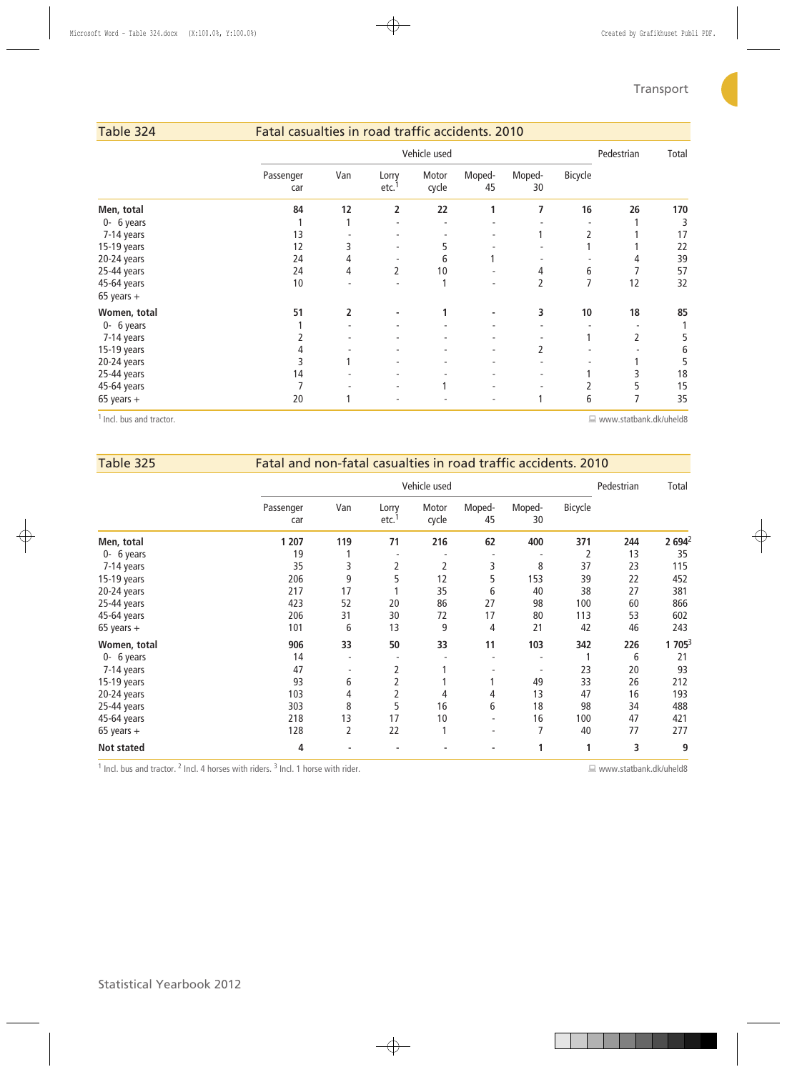# Transport

## Table 324 Fatal casualties in road traffic accidents. 2010

| | Vehicle used | | | | | | | Pedestrian | Total |
|---|---|---|---|---|---|---|---|---|---|
| | Passenger car | Van | Lorry etc.[1] | Motor cycle | Moped-45 | Moped-30 | Bicycle | | |
| **Men, total** | **84** | **12** | **2** | **22** | **1** | **7** | **16** | **26** | **170** |
| 0- 6 years | 1 | 1 | - | - | - | - | - | 1 | 3 |
| 7-14 years | 13 | - | - | - | - | 1 | 2 | 1 | 17 |
| 15-19 years | 12 | 3 | - | 5 | - | - | 1 | 1 | 22 |
| 20-24 years | 24 | 4 | - | 6 | 1 | - | - | 4 | 39 |
| 25-44 years | 24 | 4 | 2 | 10 | - | 4 | 6 | 7 | 57 |
| 45-64 years | 10 | - | - | 1 | - | 2 | 7 | 12 | 32 |
| 65 years + | | | | | | | | | |
| **Women, total** | **51** | **2** | **-** | **1** | **-** | **3** | **10** | **18** | **85** |
| 0- 6 years | 1 | - | - | - | - | - | - | - | 1 |
| 7-14 years | 2 | - | - | - | - | - | 1 | 2 | 5 |
| 15-19 years | 4 | - | - | - | - | 2 | - | - | 6 |
| 20-24 years | 3 | 1 | - | - | - | - | - | 1 | 5 |
| 25-44 years | 14 | - | - | - | - | - | 1 | 3 | 18 |
| 45-64 years | 7 | - | - | 1 | - | - | 2 | 5 | 15 |
| 65 years + | 20 | 1 | - | - | - | 1 | 6 | 7 | 35 |

[1] Incl. bus and tractor.

www.statbank.dk/uheld8

## Table 325 Fatal and non-fatal casualties in road traffic accidents. 2010

| | Vehicle used | | | | | | | Pedestrian | Total |
|---|---|---|---|---|---|---|---|---|---|
| | Passenger car | Van | Lorry etc.[1] | Motor cycle | Moped-45 | Moped-30 | Bicycle | | |
| **Men, total** | **1 207** | **119** | **71** | **216** | **62** | **400** | **371** | **244** | **2 694[2]** |
| 0- 6 years | 19 | 1 | - | - | - | - | 2 | 13 | 35 |
| 7-14 years | 35 | 3 | 2 | 2 | 3 | 8 | 37 | 23 | 115 |
| 15-19 years | 206 | 9 | 5 | 12 | 5 | 153 | 39 | 22 | 452 |
| 20-24 years | 217 | 17 | 1 | 35 | 6 | 40 | 38 | 27 | 381 |
| 25-44 years | 423 | 52 | 20 | 86 | 27 | 98 | 100 | 60 | 866 |
| 45-64 years | 206 | 31 | 30 | 72 | 17 | 80 | 113 | 53 | 602 |
| 65 years + | 101 | 6 | 13 | 9 | 4 | 21 | 42 | 46 | 243 |
| **Women, total** | **906** | **33** | **50** | **33** | **11** | **103** | **342** | **226** | **1 705[3]** |
| 0- 6 years | 14 | - | - | - | - | - | 1 | 6 | 21 |
| 7-14 years | 47 | - | 2 | 1 | - | - | 23 | 20 | 93 |
| 15-19 years | 93 | 6 | 2 | 1 | 1 | 49 | 33 | 26 | 212 |
| 20-24 years | 103 | 4 | 2 | 4 | 4 | 13 | 47 | 16 | 193 |
| 25-44 years | 303 | 8 | 5 | 16 | 6 | 18 | 98 | 34 | 488 |
| 45-64 years | 218 | 13 | 17 | 10 | - | 16 | 100 | 47 | 421 |
| 65 years + | 128 | 2 | 22 | 1 | - | 7 | 40 | 77 | 277 |
| **Not stated** | **4** | **-** | **-** | **-** | **-** | **1** | **1** | **3** | **9** |

[1] Incl. bus and tractor. [2] Incl. 4 horses with riders. [3] Incl. 1 horse with rider.

www.statbank.dk/uheld8